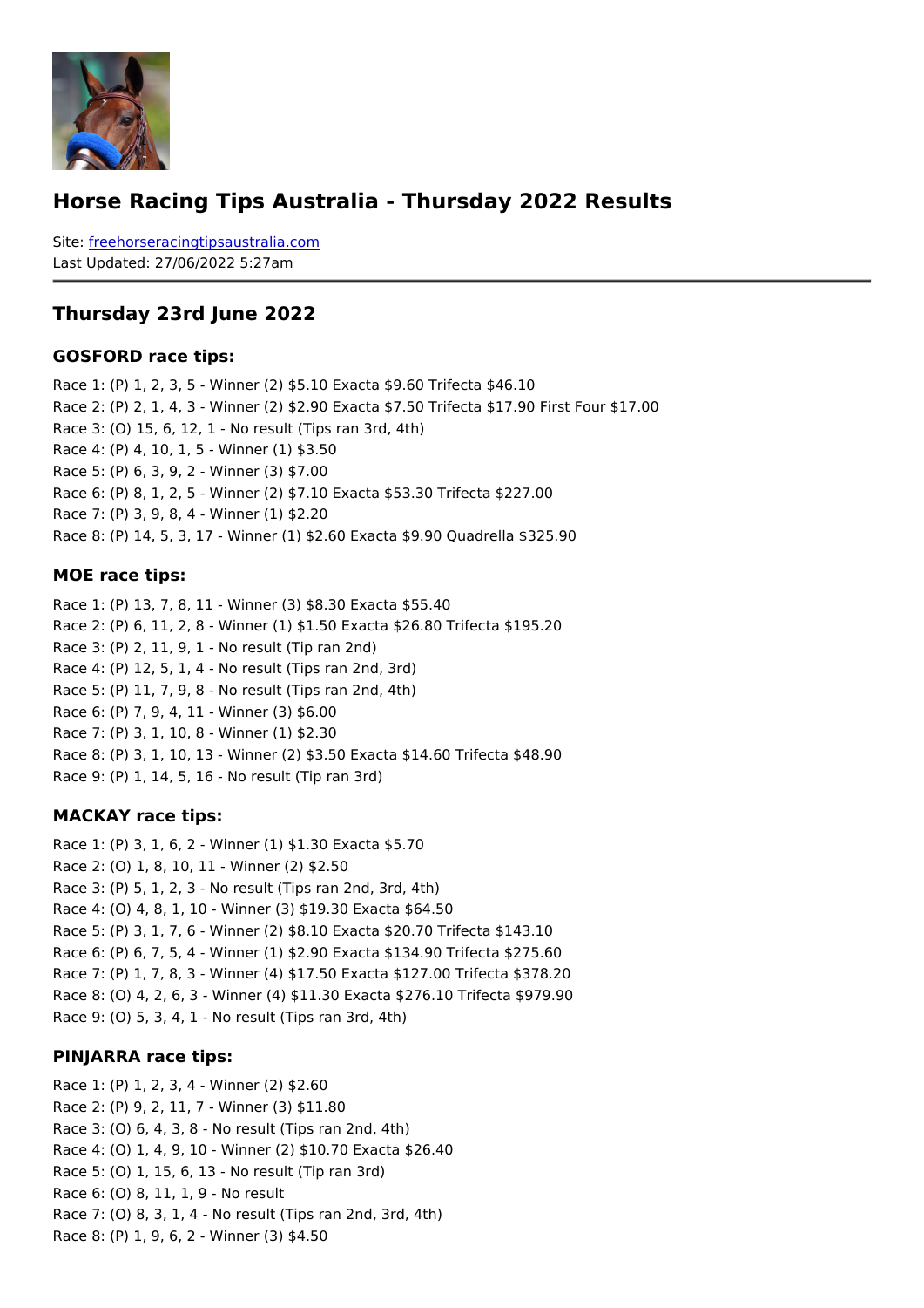# Horse Racing Tips Australia - Thursday 2022 Results

Site: freehorseracingtipsaustralia.com
Last Updated: 27/06/2022 5:27am

## Thursday 23rd June 2022

### GOSFORD race tips:

Race 1: (P) 1, 2, 3, 5 - Winner (2) $5.10 Exacta $9.60 Trifecta $46.10
Race 2: (P) 2, 1, 4, 3 - Winner (2) $2.90 Exacta $7.50 Trifecta $17.90 First Four $17.00
Race 3: (O) 15, 6, 12, 1 - No result (Tips ran 3rd, 4th)
Race 4: (P) 4, 10, 1, 5 - Winner (1) $3.50
Race 5: (P) 6, 3, 9, 2 - Winner (3) $7.00
Race 6: (P) 8, 1, 2, 5 - Winner (2) $7.10 Exacta $53.30 Trifecta $227.00
Race 7: (P) 3, 9, 8, 4 - Winner (1) $2.20
Race 8: (P) 14, 5, 3, 17 - Winner (1) $2.60 Exacta $9.90 Quadrella $325.90

### MOE race tips:

Race 1: (P) 13, 7, 8, 11 - Winner (3) $8.30 Exacta $55.40
Race 2: (P) 6, 11, 2, 8 - Winner (1) $1.50 Exacta $26.80 Trifecta $195.20
Race 3: (P) 2, 11, 9, 1 - No result (Tip ran 2nd)
Race 4: (P) 12, 5, 1, 4 - No result (Tips ran 2nd, 3rd)
Race 5: (P) 11, 7, 9, 8 - No result (Tips ran 2nd, 4th)
Race 6: (P) 7, 9, 4, 11 - Winner (3) $6.00
Race 7: (P) 3, 1, 10, 8 - Winner (1) $2.30
Race 8: (P) 3, 1, 10, 13 - Winner (2) $3.50 Exacta $14.60 Trifecta $48.90
Race 9: (P) 1, 14, 5, 16 - No result (Tip ran 3rd)

### MACKAY race tips:

Race 1: (P) 3, 1, 6, 2 - Winner (1) $1.30 Exacta $5.70
Race 2: (O) 1, 8, 10, 11 - Winner (2) $2.50
Race 3: (P) 5, 1, 2, 3 - No result (Tips ran 2nd, 3rd, 4th)
Race 4: (O) 4, 8, 1, 10 - Winner (3) $19.30 Exacta $64.50
Race 5: (P) 3, 1, 7, 6 - Winner (2) $8.10 Exacta $20.70 Trifecta $143.10
Race 6: (P) 6, 7, 5, 4 - Winner (1) $2.90 Exacta $134.90 Trifecta $275.60
Race 7: (P) 1, 7, 8, 3 - Winner (4) $17.50 Exacta $127.00 Trifecta $378.20
Race 8: (O) 4, 2, 6, 3 - Winner (4) $11.30 Exacta $276.10 Trifecta $979.90
Race 9: (O) 5, 3, 4, 1 - No result (Tips ran 3rd, 4th)

### PINJARRA race tips:

Race 1: (P) 1, 2, 3, 4 - Winner (2) $2.60
Race 2: (P) 9, 2, 11, 7 - Winner (3) $11.80
Race 3: (O) 6, 4, 3, 8 - No result (Tips ran 2nd, 4th)
Race 4: (O) 1, 4, 9, 10 - Winner (2) $10.70 Exacta $26.40
Race 5: (O) 1, 15, 6, 13 - No result (Tip ran 3rd)
Race 6: (O) 8, 11, 1, 9 - No result
Race 7: (O) 8, 3, 1, 4 - No result (Tips ran 2nd, 3rd, 4th)
Race 8: (P) 1, 9, 6, 2 - Winner (3) $4.50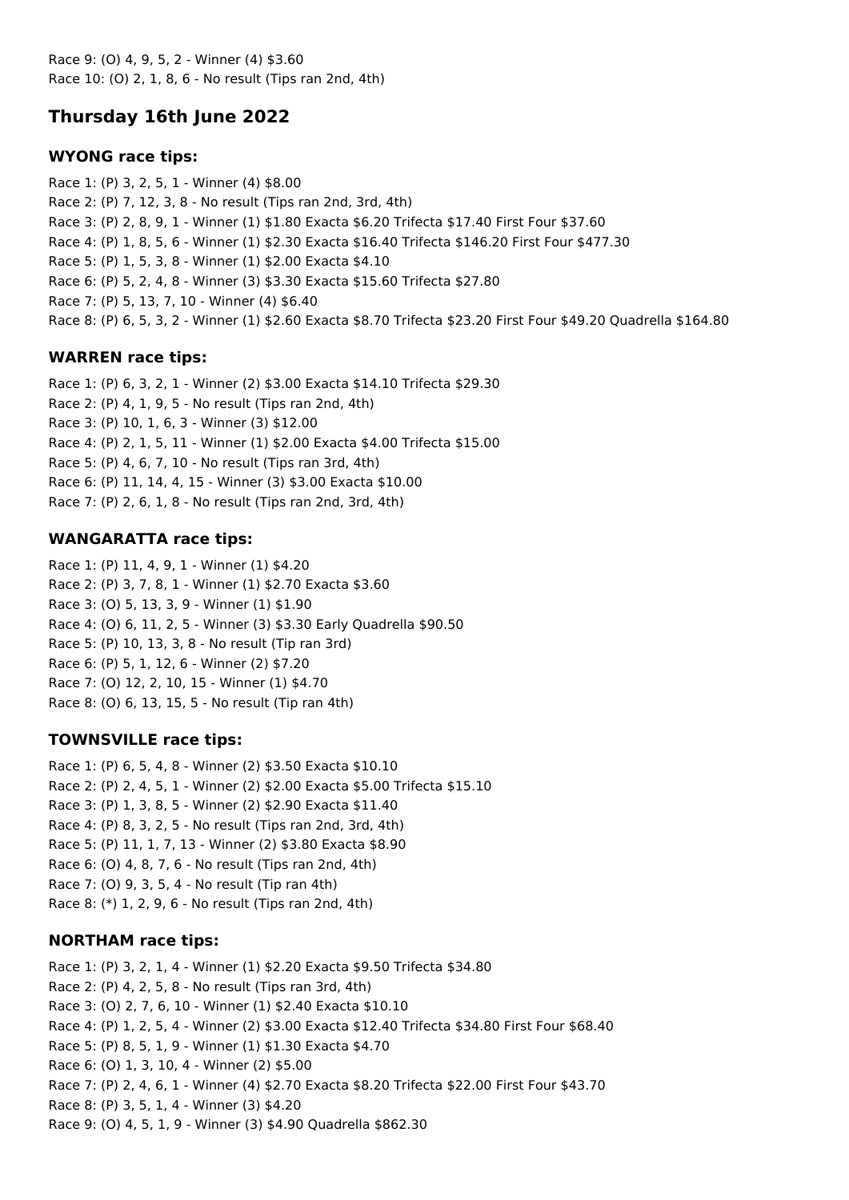Race 9: (O) 4, 9, 5, 2 - Winner (4) $3.60
Race 10: (O) 2, 1, 8, 6 - No result (Tips ran 2nd, 4th)

## Thursday 16th June 2022

### WYONG race tips:

Race 1: (P) 3, 2, 5, 1 - Winner (4) $8.00
Race 2: (P) 7, 12, 3, 8 - No result (Tips ran 2nd, 3rd, 4th)
Race 3: (P) 2, 8, 9, 1 - Winner (1) $1.80 Exacta $6.20 Trifecta $17.40 First Four $37.60
Race 4: (P) 1, 8, 5, 6 - Winner (1) $2.30 Exacta $16.40 Trifecta $146.20 First Four $477.30
Race 5: (P) 1, 5, 3, 8 - Winner (1) $2.00 Exacta $4.10
Race 6: (P) 5, 2, 4, 8 - Winner (3) $3.30 Exacta $15.60 Trifecta $27.80
Race 7: (P) 5, 13, 7, 10 - Winner (4) $6.40
Race 8: (P) 6, 5, 3, 2 - Winner (1) $2.60 Exacta $8.70 Trifecta $23.20 First Four $49.20 Quadrella $164.80

### WARREN race tips:

Race 1: (P) 6, 3, 2, 1 - Winner (2) $3.00 Exacta $14.10 Trifecta $29.30
Race 2: (P) 4, 1, 9, 5 - No result (Tips ran 2nd, 4th)
Race 3: (P) 10, 1, 6, 3 - Winner (3) $12.00
Race 4: (P) 2, 1, 5, 11 - Winner (1) $2.00 Exacta $4.00 Trifecta $15.00
Race 5: (P) 4, 6, 7, 10 - No result (Tips ran 3rd, 4th)
Race 6: (P) 11, 14, 4, 15 - Winner (3) $3.00 Exacta $10.00
Race 7: (P) 2, 6, 1, 8 - No result (Tips ran 2nd, 3rd, 4th)

### WANGARATTA race tips:

Race 1: (P) 11, 4, 9, 1 - Winner (1) $4.20
Race 2: (P) 3, 7, 8, 1 - Winner (1) $2.70 Exacta $3.60
Race 3: (O) 5, 13, 3, 9 - Winner (1) $1.90
Race 4: (O) 6, 11, 2, 5 - Winner (3) $3.30 Early Quadrella $90.50
Race 5: (P) 10, 13, 3, 8 - No result (Tip ran 3rd)
Race 6: (P) 5, 1, 12, 6 - Winner (2) $7.20
Race 7: (O) 12, 2, 10, 15 - Winner (1) $4.70
Race 8: (O) 6, 13, 15, 5 - No result (Tip ran 4th)

### TOWNSVILLE race tips:

Race 1: (P) 6, 5, 4, 8 - Winner (2) $3.50 Exacta $10.10
Race 2: (P) 2, 4, 5, 1 - Winner (2) $2.00 Exacta $5.00 Trifecta $15.10
Race 3: (P) 1, 3, 8, 5 - Winner (2) $2.90 Exacta $11.40
Race 4: (P) 8, 3, 2, 5 - No result (Tips ran 2nd, 3rd, 4th)
Race 5: (P) 11, 1, 7, 13 - Winner (2) $3.80 Exacta $8.90
Race 6: (O) 4, 8, 7, 6 - No result (Tips ran 2nd, 4th)
Race 7: (O) 9, 3, 5, 4 - No result (Tip ran 4th)
Race 8: (*) 1, 2, 9, 6 - No result (Tips ran 2nd, 4th)

### NORTHAM race tips:

Race 1: (P) 3, 2, 1, 4 - Winner (1) $2.20 Exacta $9.50 Trifecta $34.80
Race 2: (P) 4, 2, 5, 8 - No result (Tips ran 3rd, 4th)
Race 3: (O) 2, 7, 6, 10 - Winner (1) $2.40 Exacta $10.10
Race 4: (P) 1, 2, 5, 4 - Winner (2) $3.00 Exacta $12.40 Trifecta $34.80 First Four $68.40
Race 5: (P) 8, 5, 1, 9 - Winner (1) $1.30 Exacta $4.70
Race 6: (O) 1, 3, 10, 4 - Winner (2) $5.00
Race 7: (P) 2, 4, 6, 1 - Winner (4) $2.70 Exacta $8.20 Trifecta $22.00 First Four $43.70
Race 8: (P) 3, 5, 1, 4 - Winner (3) $4.20
Race 9: (O) 4, 5, 1, 9 - Winner (3) $4.90 Quadrella $862.30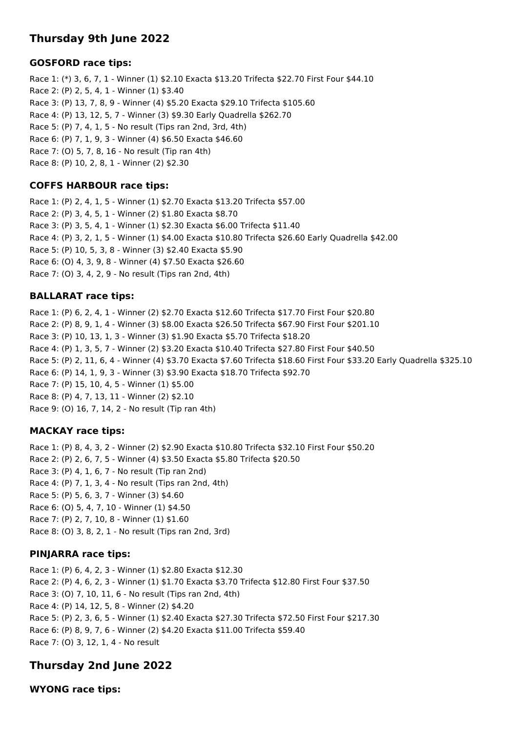## Thursday 9th June 2022

### GOSFORD race tips:

Race 1: (*) 3, 6, 7, 1 - Winner (1) $2.10 Exacta $13.20 Trifecta $22.70 First Four $44.10
Race 2: (P) 2, 5, 4, 1 - Winner (1) $3.40
Race 3: (P) 13, 7, 8, 9 - Winner (4) $5.20 Exacta $29.10 Trifecta $105.60
Race 4: (P) 13, 12, 5, 7 - Winner (3) $9.30 Early Quadrella $262.70
Race 5: (P) 7, 4, 1, 5 - No result (Tips ran 2nd, 3rd, 4th)
Race 6: (P) 7, 1, 9, 3 - Winner (4) $6.50 Exacta $46.60
Race 7: (O) 5, 7, 8, 16 - No result (Tip ran 4th)
Race 8: (P) 10, 2, 8, 1 - Winner (2) $2.30

### COFFS HARBOUR race tips:

Race 1: (P) 2, 4, 1, 5 - Winner (1) $2.70 Exacta $13.20 Trifecta $57.00
Race 2: (P) 3, 4, 5, 1 - Winner (2) $1.80 Exacta $8.70
Race 3: (P) 3, 5, 4, 1 - Winner (1) $2.30 Exacta $6.00 Trifecta $11.40
Race 4: (P) 3, 2, 1, 5 - Winner (1) $4.00 Exacta $10.80 Trifecta $26.60 Early Quadrella $42.00
Race 5: (P) 10, 5, 3, 8 - Winner (3) $2.40 Exacta $5.90
Race 6: (O) 4, 3, 9, 8 - Winner (4) $7.50 Exacta $26.60
Race 7: (O) 3, 4, 2, 9 - No result (Tips ran 2nd, 4th)

### BALLARAT race tips:

Race 1: (P) 6, 2, 4, 1 - Winner (2) $2.70 Exacta $12.60 Trifecta $17.70 First Four $20.80
Race 2: (P) 8, 9, 1, 4 - Winner (3) $8.00 Exacta $26.50 Trifecta $67.90 First Four $201.10
Race 3: (P) 10, 13, 1, 3 - Winner (3) $1.90 Exacta $5.70 Trifecta $18.20
Race 4: (P) 1, 3, 5, 7 - Winner (2) $3.20 Exacta $10.40 Trifecta $27.80 First Four $40.50
Race 5: (P) 2, 11, 6, 4 - Winner (4) $3.70 Exacta $7.60 Trifecta $18.60 First Four $33.20 Early Quadrella $325.10
Race 6: (P) 14, 1, 9, 3 - Winner (3) $3.90 Exacta $18.70 Trifecta $92.70
Race 7: (P) 15, 10, 4, 5 - Winner (1) $5.00
Race 8: (P) 4, 7, 13, 11 - Winner (2) $2.10
Race 9: (O) 16, 7, 14, 2 - No result (Tip ran 4th)

### MACKAY race tips:

Race 1: (P) 8, 4, 3, 2 - Winner (2) $2.90 Exacta $10.80 Trifecta $32.10 First Four $50.20
Race 2: (P) 2, 6, 7, 5 - Winner (4) $3.50 Exacta $5.80 Trifecta $20.50
Race 3: (P) 4, 1, 6, 7 - No result (Tip ran 2nd)
Race 4: (P) 7, 1, 3, 4 - No result (Tips ran 2nd, 4th)
Race 5: (P) 5, 6, 3, 7 - Winner (3) $4.60
Race 6: (O) 5, 4, 7, 10 - Winner (1) $4.50
Race 7: (P) 2, 7, 10, 8 - Winner (1) $1.60
Race 8: (O) 3, 8, 2, 1 - No result (Tips ran 2nd, 3rd)

### PINJARRA race tips:

Race 1: (P) 6, 4, 2, 3 - Winner (1) $2.80 Exacta $12.30
Race 2: (P) 4, 6, 2, 3 - Winner (1) $1.70 Exacta $3.70 Trifecta $12.80 First Four $37.50
Race 3: (O) 7, 10, 11, 6 - No result (Tips ran 2nd, 4th)
Race 4: (P) 14, 12, 5, 8 - Winner (2) $4.20
Race 5: (P) 2, 3, 6, 5 - Winner (1) $2.40 Exacta $27.30 Trifecta $72.50 First Four $217.30
Race 6: (P) 8, 9, 7, 6 - Winner (2) $4.20 Exacta $11.00 Trifecta $59.40
Race 7: (O) 3, 12, 1, 4 - No result

## Thursday 2nd June 2022

### WYONG race tips: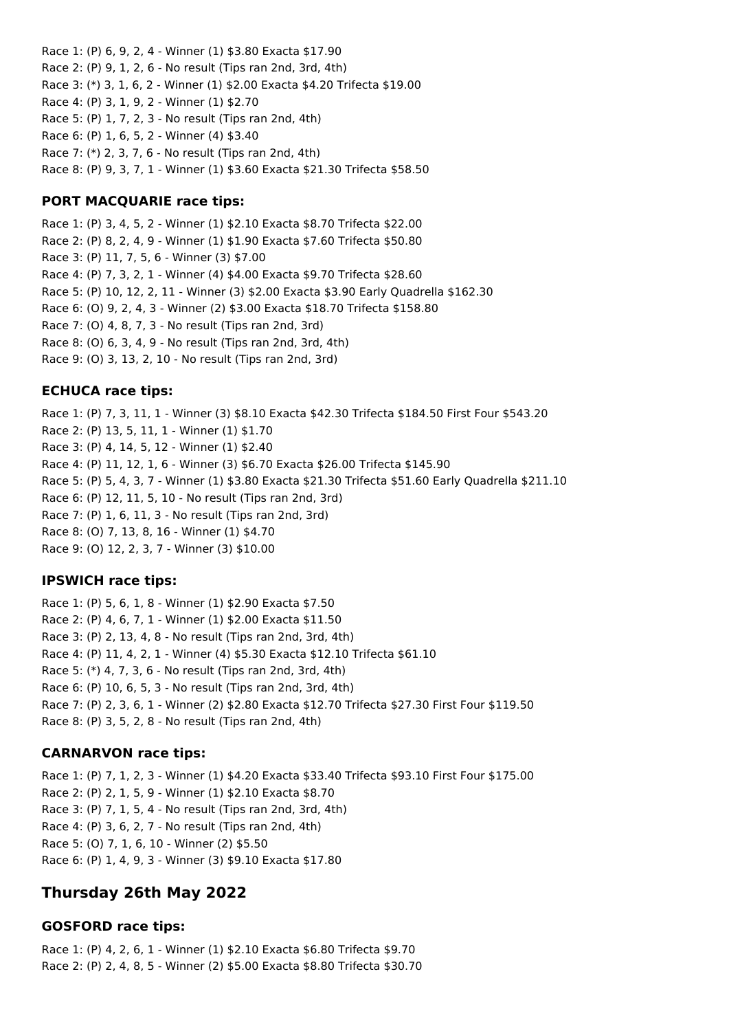Race 1: (P) 6, 9, 2, 4 - Winner (1) $3.80 Exacta $17.90
Race 2: (P) 9, 1, 2, 6 - No result (Tips ran 2nd, 3rd, 4th)
Race 3: (*) 3, 1, 6, 2 - Winner (1) $2.00 Exacta $4.20 Trifecta $19.00
Race 4: (P) 3, 1, 9, 2 - Winner (1) $2.70
Race 5: (P) 1, 7, 2, 3 - No result (Tips ran 2nd, 4th)
Race 6: (P) 1, 6, 5, 2 - Winner (4) $3.40
Race 7: (*) 2, 3, 7, 6 - No result (Tips ran 2nd, 4th)
Race 8: (P) 9, 3, 7, 1 - Winner (1) $3.60 Exacta $21.30 Trifecta $58.50

### PORT MACQUARIE race tips:

Race 1: (P) 3, 4, 5, 2 - Winner (1) $2.10 Exacta $8.70 Trifecta $22.00
Race 2: (P) 8, 2, 4, 9 - Winner (1) $1.90 Exacta $7.60 Trifecta $50.80
Race 3: (P) 11, 7, 5, 6 - Winner (3) $7.00
Race 4: (P) 7, 3, 2, 1 - Winner (4) $4.00 Exacta $9.70 Trifecta $28.60
Race 5: (P) 10, 12, 2, 11 - Winner (3) $2.00 Exacta $3.90 Early Quadrella $162.30
Race 6: (O) 9, 2, 4, 3 - Winner (2) $3.00 Exacta $18.70 Trifecta $158.80
Race 7: (O) 4, 8, 7, 3 - No result (Tips ran 2nd, 3rd)
Race 8: (O) 6, 3, 4, 9 - No result (Tips ran 2nd, 3rd, 4th)
Race 9: (O) 3, 13, 2, 10 - No result (Tips ran 2nd, 3rd)

### ECHUCA race tips:

Race 1: (P) 7, 3, 11, 1 - Winner (3) $8.10 Exacta $42.30 Trifecta $184.50 First Four $543.20
Race 2: (P) 13, 5, 11, 1 - Winner (1) $1.70
Race 3: (P) 4, 14, 5, 12 - Winner (1) $2.40
Race 4: (P) 11, 12, 1, 6 - Winner (3) $6.70 Exacta $26.00 Trifecta $145.90
Race 5: (P) 5, 4, 3, 7 - Winner (1) $3.80 Exacta $21.30 Trifecta $51.60 Early Quadrella $211.10
Race 6: (P) 12, 11, 5, 10 - No result (Tips ran 2nd, 3rd)
Race 7: (P) 1, 6, 11, 3 - No result (Tips ran 2nd, 3rd)
Race 8: (O) 7, 13, 8, 16 - Winner (1) $4.70
Race 9: (O) 12, 2, 3, 7 - Winner (3) $10.00

### IPSWICH race tips:

Race 1: (P) 5, 6, 1, 8 - Winner (1) $2.90 Exacta $7.50
Race 2: (P) 4, 6, 7, 1 - Winner (1) $2.00 Exacta $11.50
Race 3: (P) 2, 13, 4, 8 - No result (Tips ran 2nd, 3rd, 4th)
Race 4: (P) 11, 4, 2, 1 - Winner (4) $5.30 Exacta $12.10 Trifecta $61.10
Race 5: (*) 4, 7, 3, 6 - No result (Tips ran 2nd, 3rd, 4th)
Race 6: (P) 10, 6, 5, 3 - No result (Tips ran 2nd, 3rd, 4th)
Race 7: (P) 2, 3, 6, 1 - Winner (2) $2.80 Exacta $12.70 Trifecta $27.30 First Four $119.50
Race 8: (P) 3, 5, 2, 8 - No result (Tips ran 2nd, 4th)

### CARNARVON race tips:

Race 1: (P) 7, 1, 2, 3 - Winner (1) $4.20 Exacta $33.40 Trifecta $93.10 First Four $175.00
Race 2: (P) 2, 1, 5, 9 - Winner (1) $2.10 Exacta $8.70
Race 3: (P) 7, 1, 5, 4 - No result (Tips ran 2nd, 3rd, 4th)
Race 4: (P) 3, 6, 2, 7 - No result (Tips ran 2nd, 4th)
Race 5: (O) 7, 1, 6, 10 - Winner (2) $5.50
Race 6: (P) 1, 4, 9, 3 - Winner (3) $9.10 Exacta $17.80

## Thursday 26th May 2022

### GOSFORD race tips:

Race 1: (P) 4, 2, 6, 1 - Winner (1) $2.10 Exacta $6.80 Trifecta $9.70
Race 2: (P) 2, 4, 8, 5 - Winner (2) $5.00 Exacta $8.80 Trifecta $30.70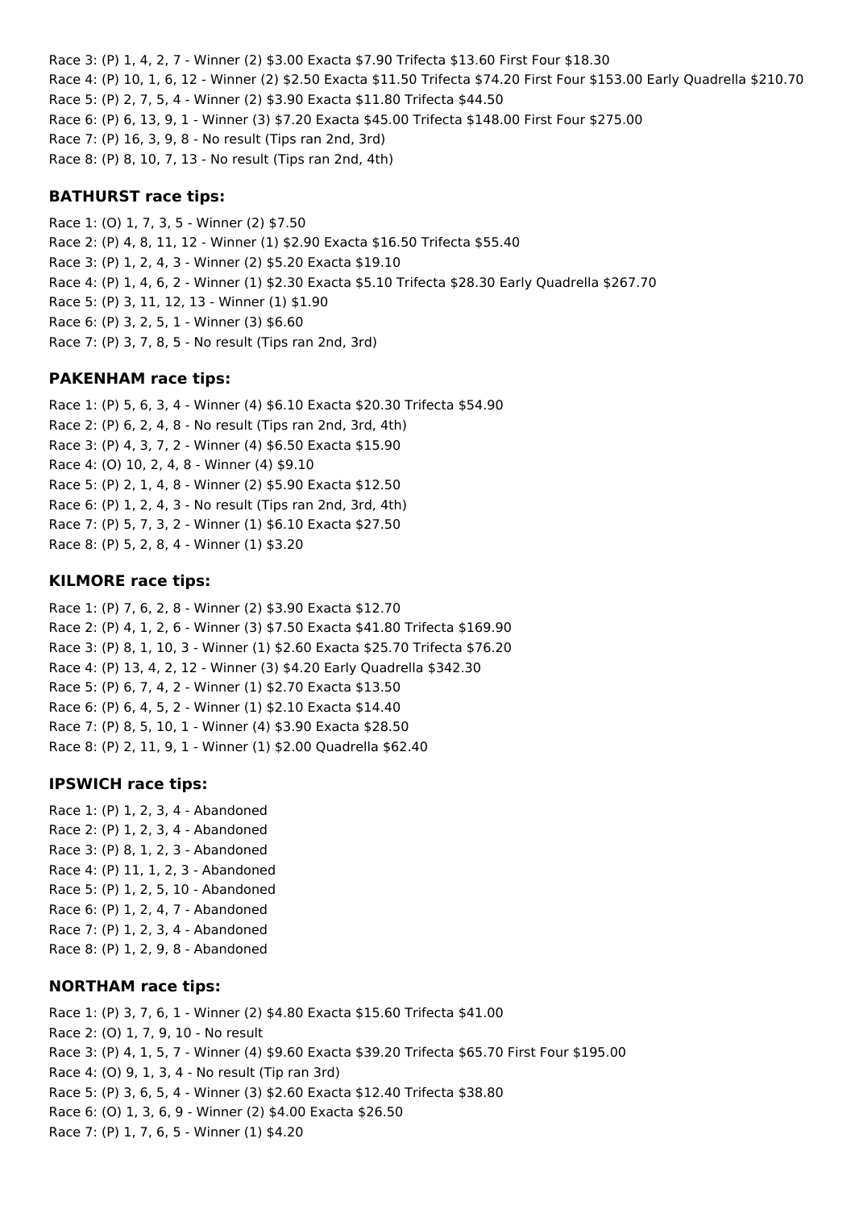Race 3: (P) 1, 4, 2, 7 - Winner (2) $3.00 Exacta $7.90 Trifecta $13.60 First Four $18.30
Race 4: (P) 10, 1, 6, 12 - Winner (2) $2.50 Exacta $11.50 Trifecta $74.20 First Four $153.00 Early Quadrella $210.70
Race 5: (P) 2, 7, 5, 4 - Winner (2) $3.90 Exacta $11.80 Trifecta $44.50
Race 6: (P) 6, 13, 9, 1 - Winner (3) $7.20 Exacta $45.00 Trifecta $148.00 First Four $275.00
Race 7: (P) 16, 3, 9, 8 - No result (Tips ran 2nd, 3rd)
Race 8: (P) 8, 10, 7, 13 - No result (Tips ran 2nd, 4th)

### BATHURST race tips:

Race 1: (O) 1, 7, 3, 5 - Winner (2) $7.50
Race 2: (P) 4, 8, 11, 12 - Winner (1) $2.90 Exacta $16.50 Trifecta $55.40
Race 3: (P) 1, 2, 4, 3 - Winner (2) $5.20 Exacta $19.10
Race 4: (P) 1, 4, 6, 2 - Winner (1) $2.30 Exacta $5.10 Trifecta $28.30 Early Quadrella $267.70
Race 5: (P) 3, 11, 12, 13 - Winner (1) $1.90
Race 6: (P) 3, 2, 5, 1 - Winner (3) $6.60
Race 7: (P) 3, 7, 8, 5 - No result (Tips ran 2nd, 3rd)

### PAKENHAM race tips:

Race 1: (P) 5, 6, 3, 4 - Winner (4) $6.10 Exacta $20.30 Trifecta $54.90
Race 2: (P) 6, 2, 4, 8 - No result (Tips ran 2nd, 3rd, 4th)
Race 3: (P) 4, 3, 7, 2 - Winner (4) $6.50 Exacta $15.90
Race 4: (O) 10, 2, 4, 8 - Winner (4) $9.10
Race 5: (P) 2, 1, 4, 8 - Winner (2) $5.90 Exacta $12.50
Race 6: (P) 1, 2, 4, 3 - No result (Tips ran 2nd, 3rd, 4th)
Race 7: (P) 5, 7, 3, 2 - Winner (1) $6.10 Exacta $27.50
Race 8: (P) 5, 2, 8, 4 - Winner (1) $3.20

### KILMORE race tips:

Race 1: (P) 7, 6, 2, 8 - Winner (2) $3.90 Exacta $12.70
Race 2: (P) 4, 1, 2, 6 - Winner (3) $7.50 Exacta $41.80 Trifecta $169.90
Race 3: (P) 8, 1, 10, 3 - Winner (1) $2.60 Exacta $25.70 Trifecta $76.20
Race 4: (P) 13, 4, 2, 12 - Winner (3) $4.20 Early Quadrella $342.30
Race 5: (P) 6, 7, 4, 2 - Winner (1) $2.70 Exacta $13.50
Race 6: (P) 6, 4, 5, 2 - Winner (1) $2.10 Exacta $14.40
Race 7: (P) 8, 5, 10, 1 - Winner (4) $3.90 Exacta $28.50
Race 8: (P) 2, 11, 9, 1 - Winner (1) $2.00 Quadrella $62.40

### IPSWICH race tips:

Race 1: (P) 1, 2, 3, 4 - Abandoned
Race 2: (P) 1, 2, 3, 4 - Abandoned
Race 3: (P) 8, 1, 2, 3 - Abandoned
Race 4: (P) 11, 1, 2, 3 - Abandoned
Race 5: (P) 1, 2, 5, 10 - Abandoned
Race 6: (P) 1, 2, 4, 7 - Abandoned
Race 7: (P) 1, 2, 3, 4 - Abandoned
Race 8: (P) 1, 2, 9, 8 - Abandoned

### NORTHAM race tips:

Race 1: (P) 3, 7, 6, 1 - Winner (2) $4.80 Exacta $15.60 Trifecta $41.00
Race 2: (O) 1, 7, 9, 10 - No result
Race 3: (P) 4, 1, 5, 7 - Winner (4) $9.60 Exacta $39.20 Trifecta $65.70 First Four $195.00
Race 4: (O) 9, 1, 3, 4 - No result (Tip ran 3rd)
Race 5: (P) 3, 6, 5, 4 - Winner (3) $2.60 Exacta $12.40 Trifecta $38.80
Race 6: (O) 1, 3, 6, 9 - Winner (2) $4.00 Exacta $26.50
Race 7: (P) 1, 7, 6, 5 - Winner (1) $4.20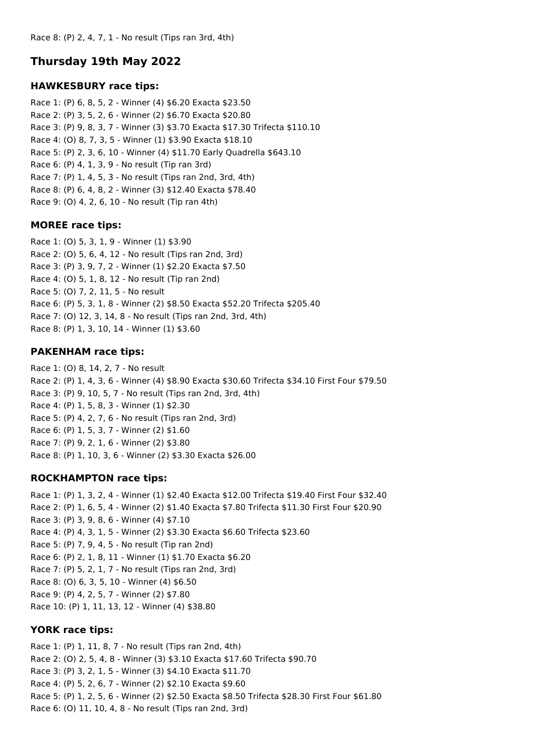Race 8: (P) 2, 4, 7, 1 - No result (Tips ran 3rd, 4th)

## Thursday 19th May 2022

### HAWKESBURY race tips:

Race 1: (P) 6, 8, 5, 2 - Winner (4) $6.20 Exacta $23.50
Race 2: (P) 3, 5, 2, 6 - Winner (2) $6.70 Exacta $20.80
Race 3: (P) 9, 8, 3, 7 - Winner (3) $3.70 Exacta $17.30 Trifecta $110.10
Race 4: (O) 8, 7, 3, 5 - Winner (1) $3.90 Exacta $18.10
Race 5: (P) 2, 3, 6, 10 - Winner (4) $11.70 Early Quadrella $643.10
Race 6: (P) 4, 1, 3, 9 - No result (Tip ran 3rd)
Race 7: (P) 1, 4, 5, 3 - No result (Tips ran 2nd, 3rd, 4th)
Race 8: (P) 6, 4, 8, 2 - Winner (3) $12.40 Exacta $78.40
Race 9: (O) 4, 2, 6, 10 - No result (Tip ran 4th)

### MOREE race tips:

Race 1: (O) 5, 3, 1, 9 - Winner (1) $3.90
Race 2: (O) 5, 6, 4, 12 - No result (Tips ran 2nd, 3rd)
Race 3: (P) 3, 9, 7, 2 - Winner (1) $2.20 Exacta $7.50
Race 4: (O) 5, 1, 8, 12 - No result (Tip ran 2nd)
Race 5: (O) 7, 2, 11, 5 - No result
Race 6: (P) 5, 3, 1, 8 - Winner (2) $8.50 Exacta $52.20 Trifecta $205.40
Race 7: (O) 12, 3, 14, 8 - No result (Tips ran 2nd, 3rd, 4th)
Race 8: (P) 1, 3, 10, 14 - Winner (1) $3.60

### PAKENHAM race tips:

Race 1: (O) 8, 14, 2, 7 - No result
Race 2: (P) 1, 4, 3, 6 - Winner (4) $8.90 Exacta $30.60 Trifecta $34.10 First Four $79.50
Race 3: (P) 9, 10, 5, 7 - No result (Tips ran 2nd, 3rd, 4th)
Race 4: (P) 1, 5, 8, 3 - Winner (1) $2.30
Race 5: (P) 4, 2, 7, 6 - No result (Tips ran 2nd, 3rd)
Race 6: (P) 1, 5, 3, 7 - Winner (2) $1.60
Race 7: (P) 9, 2, 1, 6 - Winner (2) $3.80
Race 8: (P) 1, 10, 3, 6 - Winner (2) $3.30 Exacta $26.00

### ROCKHAMPTON race tips:

Race 1: (P) 1, 3, 2, 4 - Winner (1) $2.40 Exacta $12.00 Trifecta $19.40 First Four $32.40
Race 2: (P) 1, 6, 5, 4 - Winner (2) $1.40 Exacta $7.80 Trifecta $11.30 First Four $20.90
Race 3: (P) 3, 9, 8, 6 - Winner (4) $7.10
Race 4: (P) 4, 3, 1, 5 - Winner (2) $3.30 Exacta $6.60 Trifecta $23.60
Race 5: (P) 7, 9, 4, 5 - No result (Tip ran 2nd)
Race 6: (P) 2, 1, 8, 11 - Winner (1) $1.70 Exacta $6.20
Race 7: (P) 5, 2, 1, 7 - No result (Tips ran 2nd, 3rd)
Race 8: (O) 6, 3, 5, 10 - Winner (4) $6.50
Race 9: (P) 4, 2, 5, 7 - Winner (2) $7.80
Race 10: (P) 1, 11, 13, 12 - Winner (4) $38.80

### YORK race tips:

Race 1: (P) 1, 11, 8, 7 - No result (Tips ran 2nd, 4th)
Race 2: (O) 2, 5, 4, 8 - Winner (3) $3.10 Exacta $17.60 Trifecta $90.70
Race 3: (P) 3, 2, 1, 5 - Winner (3) $4.10 Exacta $11.70
Race 4: (P) 5, 2, 6, 7 - Winner (2) $2.10 Exacta $9.60
Race 5: (P) 1, 2, 5, 6 - Winner (2) $2.50 Exacta $8.50 Trifecta $28.30 First Four $61.80
Race 6: (O) 11, 10, 4, 8 - No result (Tips ran 2nd, 3rd)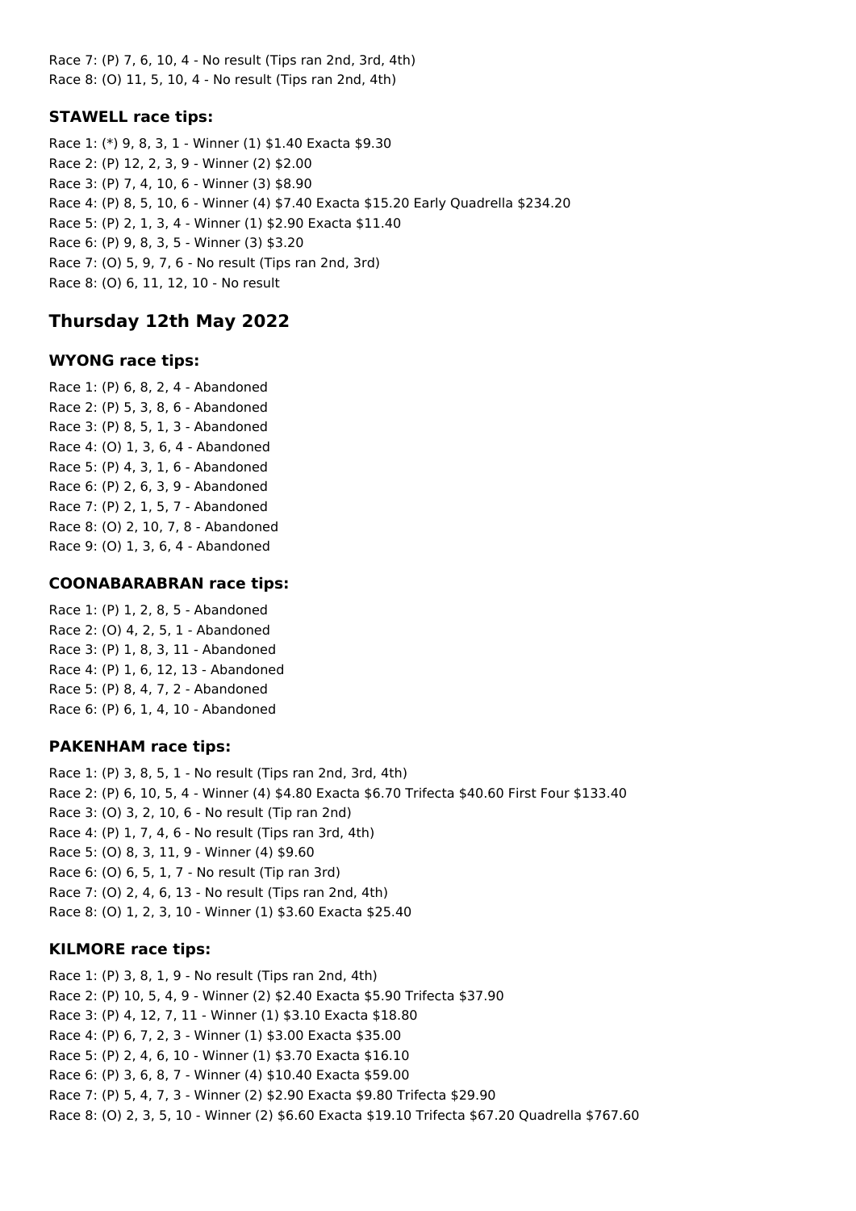Race 7: (P) 7, 6, 10, 4 - No result (Tips ran 2nd, 3rd, 4th)
Race 8: (O) 11, 5, 10, 4 - No result (Tips ran 2nd, 4th)

### STAWELL race tips:

Race 1: (*) 9, 8, 3, 1 - Winner (1) $1.40 Exacta $9.30
Race 2: (P) 12, 2, 3, 9 - Winner (2) $2.00
Race 3: (P) 7, 4, 10, 6 - Winner (3) $8.90
Race 4: (P) 8, 5, 10, 6 - Winner (4) $7.40 Exacta $15.20 Early Quadrella $234.20
Race 5: (P) 2, 1, 3, 4 - Winner (1) $2.90 Exacta $11.40
Race 6: (P) 9, 8, 3, 5 - Winner (3) $3.20
Race 7: (O) 5, 9, 7, 6 - No result (Tips ran 2nd, 3rd)
Race 8: (O) 6, 11, 12, 10 - No result

## Thursday 12th May 2022

### WYONG race tips:

Race 1: (P) 6, 8, 2, 4 - Abandoned
Race 2: (P) 5, 3, 8, 6 - Abandoned
Race 3: (P) 8, 5, 1, 3 - Abandoned
Race 4: (O) 1, 3, 6, 4 - Abandoned
Race 5: (P) 4, 3, 1, 6 - Abandoned
Race 6: (P) 2, 6, 3, 9 - Abandoned
Race 7: (P) 2, 1, 5, 7 - Abandoned
Race 8: (O) 2, 10, 7, 8 - Abandoned
Race 9: (O) 1, 3, 6, 4 - Abandoned

### COONABARABRAN race tips:

Race 1: (P) 1, 2, 8, 5 - Abandoned
Race 2: (O) 4, 2, 5, 1 - Abandoned
Race 3: (P) 1, 8, 3, 11 - Abandoned
Race 4: (P) 1, 6, 12, 13 - Abandoned
Race 5: (P) 8, 4, 7, 2 - Abandoned
Race 6: (P) 6, 1, 4, 10 - Abandoned

### PAKENHAM race tips:

Race 1: (P) 3, 8, 5, 1 - No result (Tips ran 2nd, 3rd, 4th)
Race 2: (P) 6, 10, 5, 4 - Winner (4) $4.80 Exacta $6.70 Trifecta $40.60 First Four $133.40
Race 3: (O) 3, 2, 10, 6 - No result (Tip ran 2nd)
Race 4: (P) 1, 7, 4, 6 - No result (Tips ran 3rd, 4th)
Race 5: (O) 8, 3, 11, 9 - Winner (4) $9.60
Race 6: (O) 6, 5, 1, 7 - No result (Tip ran 3rd)
Race 7: (O) 2, 4, 6, 13 - No result (Tips ran 2nd, 4th)
Race 8: (O) 1, 2, 3, 10 - Winner (1) $3.60 Exacta $25.40

### KILMORE race tips:

Race 1: (P) 3, 8, 1, 9 - No result (Tips ran 2nd, 4th)
Race 2: (P) 10, 5, 4, 9 - Winner (2) $2.40 Exacta $5.90 Trifecta $37.90
Race 3: (P) 4, 12, 7, 11 - Winner (1) $3.10 Exacta $18.80
Race 4: (P) 6, 7, 2, 3 - Winner (1) $3.00 Exacta $35.00
Race 5: (P) 2, 4, 6, 10 - Winner (1) $3.70 Exacta $16.10
Race 6: (P) 3, 6, 8, 7 - Winner (4) $10.40 Exacta $59.00
Race 7: (P) 5, 4, 7, 3 - Winner (2) $2.90 Exacta $9.80 Trifecta $29.90
Race 8: (O) 2, 3, 5, 10 - Winner (2) $6.60 Exacta $19.10 Trifecta $67.20 Quadrella $767.60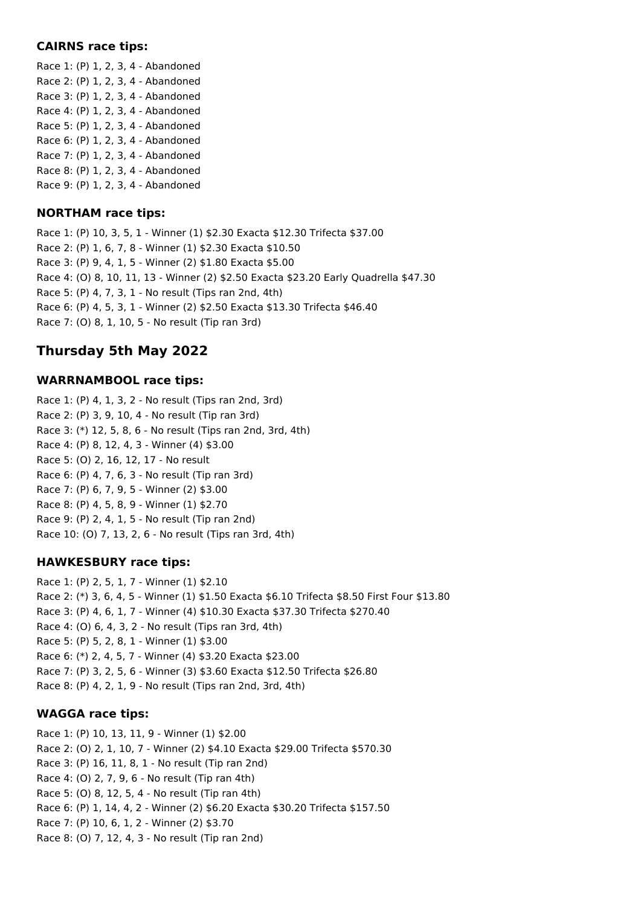### CAIRNS race tips:

Race 1: (P) 1, 2, 3, 4 - Abandoned
Race 2: (P) 1, 2, 3, 4 - Abandoned
Race 3: (P) 1, 2, 3, 4 - Abandoned
Race 4: (P) 1, 2, 3, 4 - Abandoned
Race 5: (P) 1, 2, 3, 4 - Abandoned
Race 6: (P) 1, 2, 3, 4 - Abandoned
Race 7: (P) 1, 2, 3, 4 - Abandoned
Race 8: (P) 1, 2, 3, 4 - Abandoned
Race 9: (P) 1, 2, 3, 4 - Abandoned

### NORTHAM race tips:

Race 1: (P) 10, 3, 5, 1 - Winner (1) $2.30 Exacta $12.30 Trifecta $37.00
Race 2: (P) 1, 6, 7, 8 - Winner (1) $2.30 Exacta $10.50
Race 3: (P) 9, 4, 1, 5 - Winner (2) $1.80 Exacta $5.00
Race 4: (O) 8, 10, 11, 13 - Winner (2) $2.50 Exacta $23.20 Early Quadrella $47.30
Race 5: (P) 4, 7, 3, 1 - No result (Tips ran 2nd, 4th)
Race 6: (P) 4, 5, 3, 1 - Winner (2) $2.50 Exacta $13.30 Trifecta $46.40
Race 7: (O) 8, 1, 10, 5 - No result (Tip ran 3rd)

## Thursday 5th May 2022

### WARRNAMBOOL race tips:

Race 1: (P) 4, 1, 3, 2 - No result (Tips ran 2nd, 3rd)
Race 2: (P) 3, 9, 10, 4 - No result (Tip ran 3rd)
Race 3: (*) 12, 5, 8, 6 - No result (Tips ran 2nd, 3rd, 4th)
Race 4: (P) 8, 12, 4, 3 - Winner (4) $3.00
Race 5: (O) 2, 16, 12, 17 - No result
Race 6: (P) 4, 7, 6, 3 - No result (Tip ran 3rd)
Race 7: (P) 6, 7, 9, 5 - Winner (2) $3.00
Race 8: (P) 4, 5, 8, 9 - Winner (1) $2.70
Race 9: (P) 2, 4, 1, 5 - No result (Tip ran 2nd)
Race 10: (O) 7, 13, 2, 6 - No result (Tips ran 3rd, 4th)

### HAWKESBURY race tips:

Race 1: (P) 2, 5, 1, 7 - Winner (1) $2.10
Race 2: (*) 3, 6, 4, 5 - Winner (1) $1.50 Exacta $6.10 Trifecta $8.50 First Four $13.80
Race 3: (P) 4, 6, 1, 7 - Winner (4) $10.30 Exacta $37.30 Trifecta $270.40
Race 4: (O) 6, 4, 3, 2 - No result (Tips ran 3rd, 4th)
Race 5: (P) 5, 2, 8, 1 - Winner (1) $3.00
Race 6: (*) 2, 4, 5, 7 - Winner (4) $3.20 Exacta $23.00
Race 7: (P) 3, 2, 5, 6 - Winner (3) $3.60 Exacta $12.50 Trifecta $26.80
Race 8: (P) 4, 2, 1, 9 - No result (Tips ran 2nd, 3rd, 4th)

### WAGGA race tips:

Race 1: (P) 10, 13, 11, 9 - Winner (1) $2.00
Race 2: (O) 2, 1, 10, 7 - Winner (2) $4.10 Exacta $29.00 Trifecta $570.30
Race 3: (P) 16, 11, 8, 1 - No result (Tip ran 2nd)
Race 4: (O) 2, 7, 9, 6 - No result (Tip ran 4th)
Race 5: (O) 8, 12, 5, 4 - No result (Tip ran 4th)
Race 6: (P) 1, 14, 4, 2 - Winner (2) $6.20 Exacta $30.20 Trifecta $157.50
Race 7: (P) 10, 6, 1, 2 - Winner (2) $3.70
Race 8: (O) 7, 12, 4, 3 - No result (Tip ran 2nd)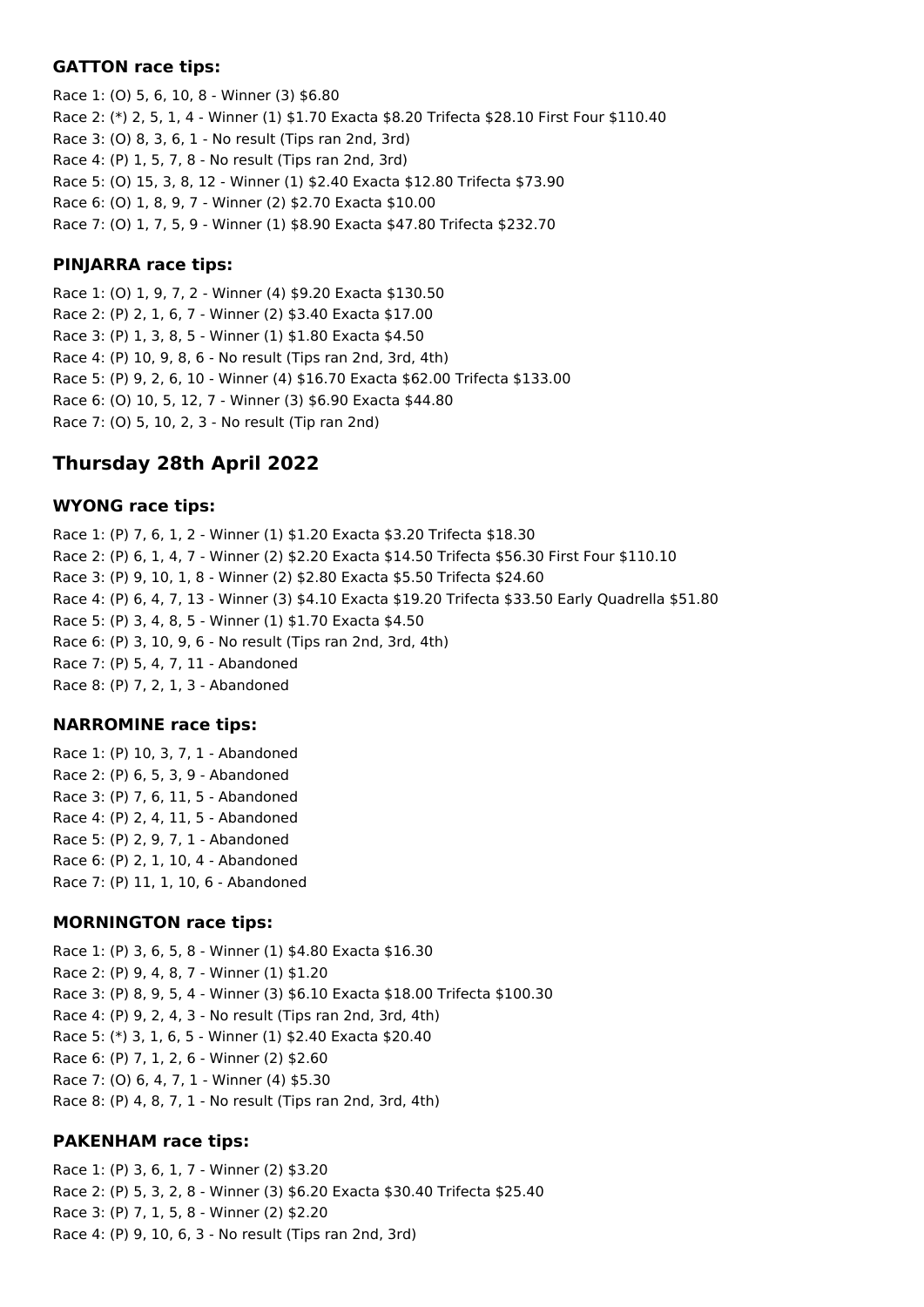### GATTON race tips:

Race 1: (O) 5, 6, 10, 8 - Winner (3) $6.80
Race 2: (*) 2, 5, 1, 4 - Winner (1) $1.70 Exacta $8.20 Trifecta $28.10 First Four $110.40
Race 3: (O) 8, 3, 6, 1 - No result (Tips ran 2nd, 3rd)
Race 4: (P) 1, 5, 7, 8 - No result (Tips ran 2nd, 3rd)
Race 5: (O) 15, 3, 8, 12 - Winner (1) $2.40 Exacta $12.80 Trifecta $73.90
Race 6: (O) 1, 8, 9, 7 - Winner (2) $2.70 Exacta $10.00
Race 7: (O) 1, 7, 5, 9 - Winner (1) $8.90 Exacta $47.80 Trifecta $232.70

### PINJARRA race tips:

Race 1: (O) 1, 9, 7, 2 - Winner (4) $9.20 Exacta $130.50
Race 2: (P) 2, 1, 6, 7 - Winner (2) $3.40 Exacta $17.00
Race 3: (P) 1, 3, 8, 5 - Winner (1) $1.80 Exacta $4.50
Race 4: (P) 10, 9, 8, 6 - No result (Tips ran 2nd, 3rd, 4th)
Race 5: (P) 9, 2, 6, 10 - Winner (4) $16.70 Exacta $62.00 Trifecta $133.00
Race 6: (O) 10, 5, 12, 7 - Winner (3) $6.90 Exacta $44.80
Race 7: (O) 5, 10, 2, 3 - No result (Tip ran 2nd)

## Thursday 28th April 2022

### WYONG race tips:

Race 1: (P) 7, 6, 1, 2 - Winner (1) $1.20 Exacta $3.20 Trifecta $18.30
Race 2: (P) 6, 1, 4, 7 - Winner (2) $2.20 Exacta $14.50 Trifecta $56.30 First Four $110.10
Race 3: (P) 9, 10, 1, 8 - Winner (2) $2.80 Exacta $5.50 Trifecta $24.60
Race 4: (P) 6, 4, 7, 13 - Winner (3) $4.10 Exacta $19.20 Trifecta $33.50 Early Quadrella $51.80
Race 5: (P) 3, 4, 8, 5 - Winner (1) $1.70 Exacta $4.50
Race 6: (P) 3, 10, 9, 6 - No result (Tips ran 2nd, 3rd, 4th)
Race 7: (P) 5, 4, 7, 11 - Abandoned
Race 8: (P) 7, 2, 1, 3 - Abandoned

### NARROMINE race tips:

Race 1: (P) 10, 3, 7, 1 - Abandoned
Race 2: (P) 6, 5, 3, 9 - Abandoned
Race 3: (P) 7, 6, 11, 5 - Abandoned
Race 4: (P) 2, 4, 11, 5 - Abandoned
Race 5: (P) 2, 9, 7, 1 - Abandoned
Race 6: (P) 2, 1, 10, 4 - Abandoned
Race 7: (P) 11, 1, 10, 6 - Abandoned

### MORNINGTON race tips:

Race 1: (P) 3, 6, 5, 8 - Winner (1) $4.80 Exacta $16.30
Race 2: (P) 9, 4, 8, 7 - Winner (1) $1.20
Race 3: (P) 8, 9, 5, 4 - Winner (3) $6.10 Exacta $18.00 Trifecta $100.30
Race 4: (P) 9, 2, 4, 3 - No result (Tips ran 2nd, 3rd, 4th)
Race 5: (*) 3, 1, 6, 5 - Winner (1) $2.40 Exacta $20.40
Race 6: (P) 7, 1, 2, 6 - Winner (2) $2.60
Race 7: (O) 6, 4, 7, 1 - Winner (4) $5.30
Race 8: (P) 4, 8, 7, 1 - No result (Tips ran 2nd, 3rd, 4th)

### PAKENHAM race tips:

Race 1: (P) 3, 6, 1, 7 - Winner (2) $3.20
Race 2: (P) 5, 3, 2, 8 - Winner (3) $6.20 Exacta $30.40 Trifecta $25.40
Race 3: (P) 7, 1, 5, 8 - Winner (2) $2.20
Race 4: (P) 9, 10, 6, 3 - No result (Tips ran 2nd, 3rd)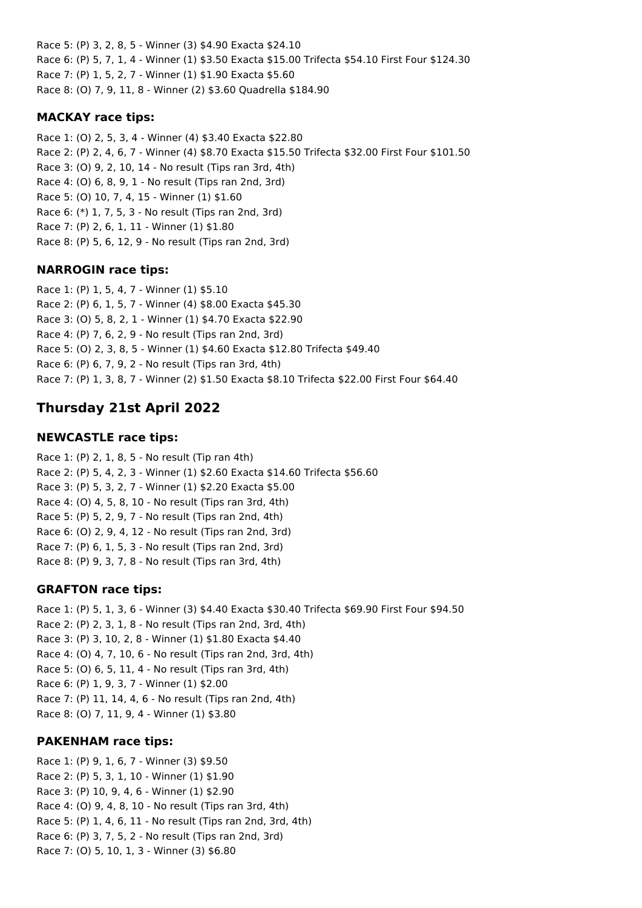Race 5: (P) 3, 2, 8, 5 - Winner (3) $4.90 Exacta $24.10
Race 6: (P) 5, 7, 1, 4 - Winner (1) $3.50 Exacta $15.00 Trifecta $54.10 First Four $124.30
Race 7: (P) 1, 5, 2, 7 - Winner (1) $1.90 Exacta $5.60
Race 8: (O) 7, 9, 11, 8 - Winner (2) $3.60 Quadrella $184.90

### MACKAY race tips:

Race 1: (O) 2, 5, 3, 4 - Winner (4) $3.40 Exacta $22.80
Race 2: (P) 2, 4, 6, 7 - Winner (4) $8.70 Exacta $15.50 Trifecta $32.00 First Four $101.50
Race 3: (O) 9, 2, 10, 14 - No result (Tips ran 3rd, 4th)
Race 4: (O) 6, 8, 9, 1 - No result (Tips ran 2nd, 3rd)
Race 5: (O) 10, 7, 4, 15 - Winner (1) $1.60
Race 6: (*) 1, 7, 5, 3 - No result (Tips ran 2nd, 3rd)
Race 7: (P) 2, 6, 1, 11 - Winner (1) $1.80
Race 8: (P) 5, 6, 12, 9 - No result (Tips ran 2nd, 3rd)

### NARROGIN race tips:

Race 1: (P) 1, 5, 4, 7 - Winner (1) $5.10
Race 2: (P) 6, 1, 5, 7 - Winner (4) $8.00 Exacta $45.30
Race 3: (O) 5, 8, 2, 1 - Winner (1) $4.70 Exacta $22.90
Race 4: (P) 7, 6, 2, 9 - No result (Tips ran 2nd, 3rd)
Race 5: (O) 2, 3, 8, 5 - Winner (1) $4.60 Exacta $12.80 Trifecta $49.40
Race 6: (P) 6, 7, 9, 2 - No result (Tips ran 3rd, 4th)
Race 7: (P) 1, 3, 8, 7 - Winner (2) $1.50 Exacta $8.10 Trifecta $22.00 First Four $64.40

## Thursday 21st April 2022

### NEWCASTLE race tips:

Race 1: (P) 2, 1, 8, 5 - No result (Tip ran 4th)
Race 2: (P) 5, 4, 2, 3 - Winner (1) $2.60 Exacta $14.60 Trifecta $56.60
Race 3: (P) 5, 3, 2, 7 - Winner (1) $2.20 Exacta $5.00
Race 4: (O) 4, 5, 8, 10 - No result (Tips ran 3rd, 4th)
Race 5: (P) 5, 2, 9, 7 - No result (Tips ran 2nd, 4th)
Race 6: (O) 2, 9, 4, 12 - No result (Tips ran 2nd, 3rd)
Race 7: (P) 6, 1, 5, 3 - No result (Tips ran 2nd, 3rd)
Race 8: (P) 9, 3, 7, 8 - No result (Tips ran 3rd, 4th)

### GRAFTON race tips:

Race 1: (P) 5, 1, 3, 6 - Winner (3) $4.40 Exacta $30.40 Trifecta $69.90 First Four $94.50
Race 2: (P) 2, 3, 1, 8 - No result (Tips ran 2nd, 3rd, 4th)
Race 3: (P) 3, 10, 2, 8 - Winner (1) $1.80 Exacta $4.40
Race 4: (O) 4, 7, 10, 6 - No result (Tips ran 2nd, 3rd, 4th)
Race 5: (O) 6, 5, 11, 4 - No result (Tips ran 3rd, 4th)
Race 6: (P) 1, 9, 3, 7 - Winner (1) $2.00
Race 7: (P) 11, 14, 4, 6 - No result (Tips ran 2nd, 4th)
Race 8: (O) 7, 11, 9, 4 - Winner (1) $3.80

### PAKENHAM race tips:

Race 1: (P) 9, 1, 6, 7 - Winner (3) $9.50
Race 2: (P) 5, 3, 1, 10 - Winner (1) $1.90
Race 3: (P) 10, 9, 4, 6 - Winner (1) $2.90
Race 4: (O) 9, 4, 8, 10 - No result (Tips ran 3rd, 4th)
Race 5: (P) 1, 4, 6, 11 - No result (Tips ran 2nd, 3rd, 4th)
Race 6: (P) 3, 7, 5, 2 - No result (Tips ran 2nd, 3rd)
Race 7: (O) 5, 10, 1, 3 - Winner (3) $6.80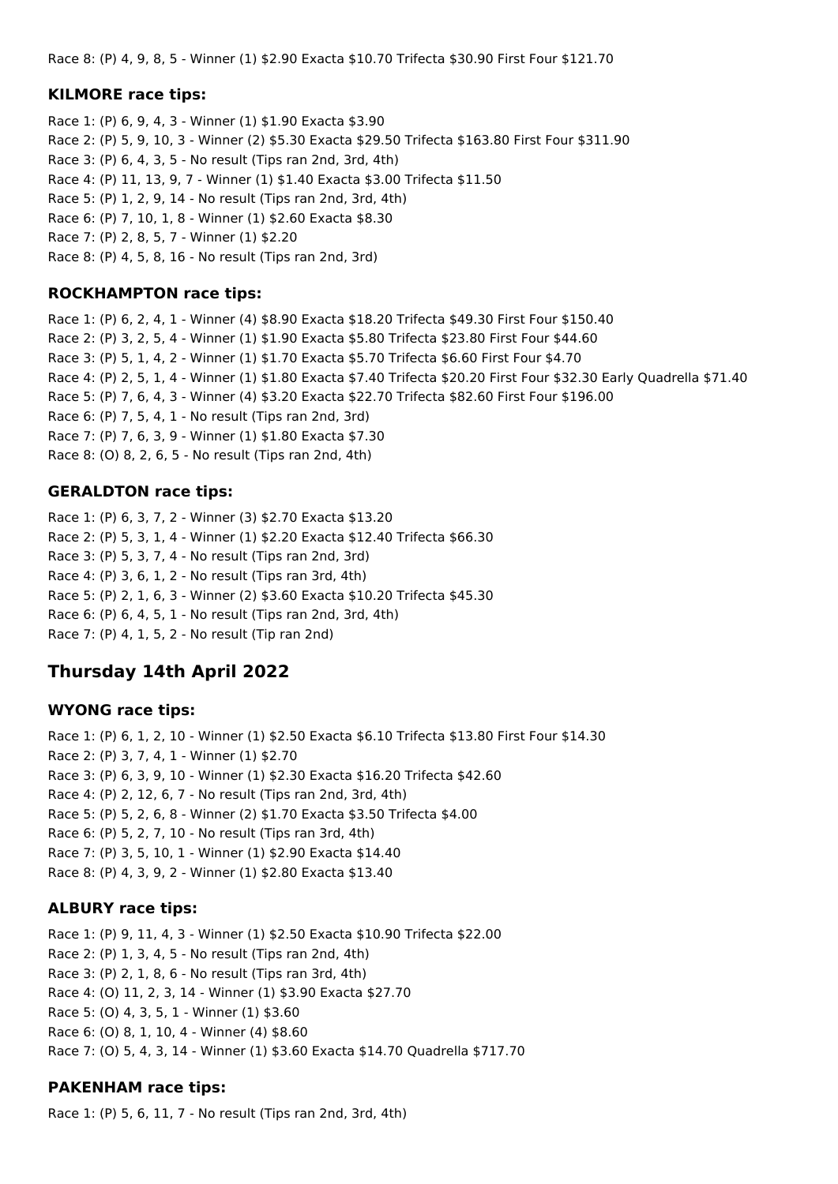Race 8: (P) 4, 9, 8, 5 - Winner (1) $2.90 Exacta $10.70 Trifecta $30.90 First Four $121.70

### KILMORE race tips:

Race 1: (P) 6, 9, 4, 3 - Winner (1) $1.90 Exacta $3.90
Race 2: (P) 5, 9, 10, 3 - Winner (2) $5.30 Exacta $29.50 Trifecta $163.80 First Four $311.90
Race 3: (P) 6, 4, 3, 5 - No result (Tips ran 2nd, 3rd, 4th)
Race 4: (P) 11, 13, 9, 7 - Winner (1) $1.40 Exacta $3.00 Trifecta $11.50
Race 5: (P) 1, 2, 9, 14 - No result (Tips ran 2nd, 3rd, 4th)
Race 6: (P) 7, 10, 1, 8 - Winner (1) $2.60 Exacta $8.30
Race 7: (P) 2, 8, 5, 7 - Winner (1) $2.20
Race 8: (P) 4, 5, 8, 16 - No result (Tips ran 2nd, 3rd)

### ROCKHAMPTON race tips:

Race 1: (P) 6, 2, 4, 1 - Winner (4) $8.90 Exacta $18.20 Trifecta $49.30 First Four $150.40
Race 2: (P) 3, 2, 5, 4 - Winner (1) $1.90 Exacta $5.80 Trifecta $23.80 First Four $44.60
Race 3: (P) 5, 1, 4, 2 - Winner (1) $1.70 Exacta $5.70 Trifecta $6.60 First Four $4.70
Race 4: (P) 2, 5, 1, 4 - Winner (1) $1.80 Exacta $7.40 Trifecta $20.20 First Four $32.30 Early Quadrella $71.40
Race 5: (P) 7, 6, 4, 3 - Winner (4) $3.20 Exacta $22.70 Trifecta $82.60 First Four $196.00
Race 6: (P) 7, 5, 4, 1 - No result (Tips ran 2nd, 3rd)
Race 7: (P) 7, 6, 3, 9 - Winner (1) $1.80 Exacta $7.30
Race 8: (O) 8, 2, 6, 5 - No result (Tips ran 2nd, 4th)

### GERALDTON race tips:

Race 1: (P) 6, 3, 7, 2 - Winner (3) $2.70 Exacta $13.20
Race 2: (P) 5, 3, 1, 4 - Winner (1) $2.20 Exacta $12.40 Trifecta $66.30
Race 3: (P) 5, 3, 7, 4 - No result (Tips ran 2nd, 3rd)
Race 4: (P) 3, 6, 1, 2 - No result (Tips ran 3rd, 4th)
Race 5: (P) 2, 1, 6, 3 - Winner (2) $3.60 Exacta $10.20 Trifecta $45.30
Race 6: (P) 6, 4, 5, 1 - No result (Tips ran 2nd, 3rd, 4th)
Race 7: (P) 4, 1, 5, 2 - No result (Tip ran 2nd)

## Thursday 14th April 2022

### WYONG race tips:

Race 1: (P) 6, 1, 2, 10 - Winner (1) $2.50 Exacta $6.10 Trifecta $13.80 First Four $14.30
Race 2: (P) 3, 7, 4, 1 - Winner (1) $2.70
Race 3: (P) 6, 3, 9, 10 - Winner (1) $2.30 Exacta $16.20 Trifecta $42.60
Race 4: (P) 2, 12, 6, 7 - No result (Tips ran 2nd, 3rd, 4th)
Race 5: (P) 5, 2, 6, 8 - Winner (2) $1.70 Exacta $3.50 Trifecta $4.00
Race 6: (P) 5, 2, 7, 10 - No result (Tips ran 3rd, 4th)
Race 7: (P) 3, 5, 10, 1 - Winner (1) $2.90 Exacta $14.40
Race 8: (P) 4, 3, 9, 2 - Winner (1) $2.80 Exacta $13.40

### ALBURY race tips:

Race 1: (P) 9, 11, 4, 3 - Winner (1) $2.50 Exacta $10.90 Trifecta $22.00
Race 2: (P) 1, 3, 4, 5 - No result (Tips ran 2nd, 4th)
Race 3: (P) 2, 1, 8, 6 - No result (Tips ran 3rd, 4th)
Race 4: (O) 11, 2, 3, 14 - Winner (1) $3.90 Exacta $27.70
Race 5: (O) 4, 3, 5, 1 - Winner (1) $3.60
Race 6: (O) 8, 1, 10, 4 - Winner (4) $8.60
Race 7: (O) 5, 4, 3, 14 - Winner (1) $3.60 Exacta $14.70 Quadrella $717.70

### PAKENHAM race tips:

Race 1: (P) 5, 6, 11, 7 - No result (Tips ran 2nd, 3rd, 4th)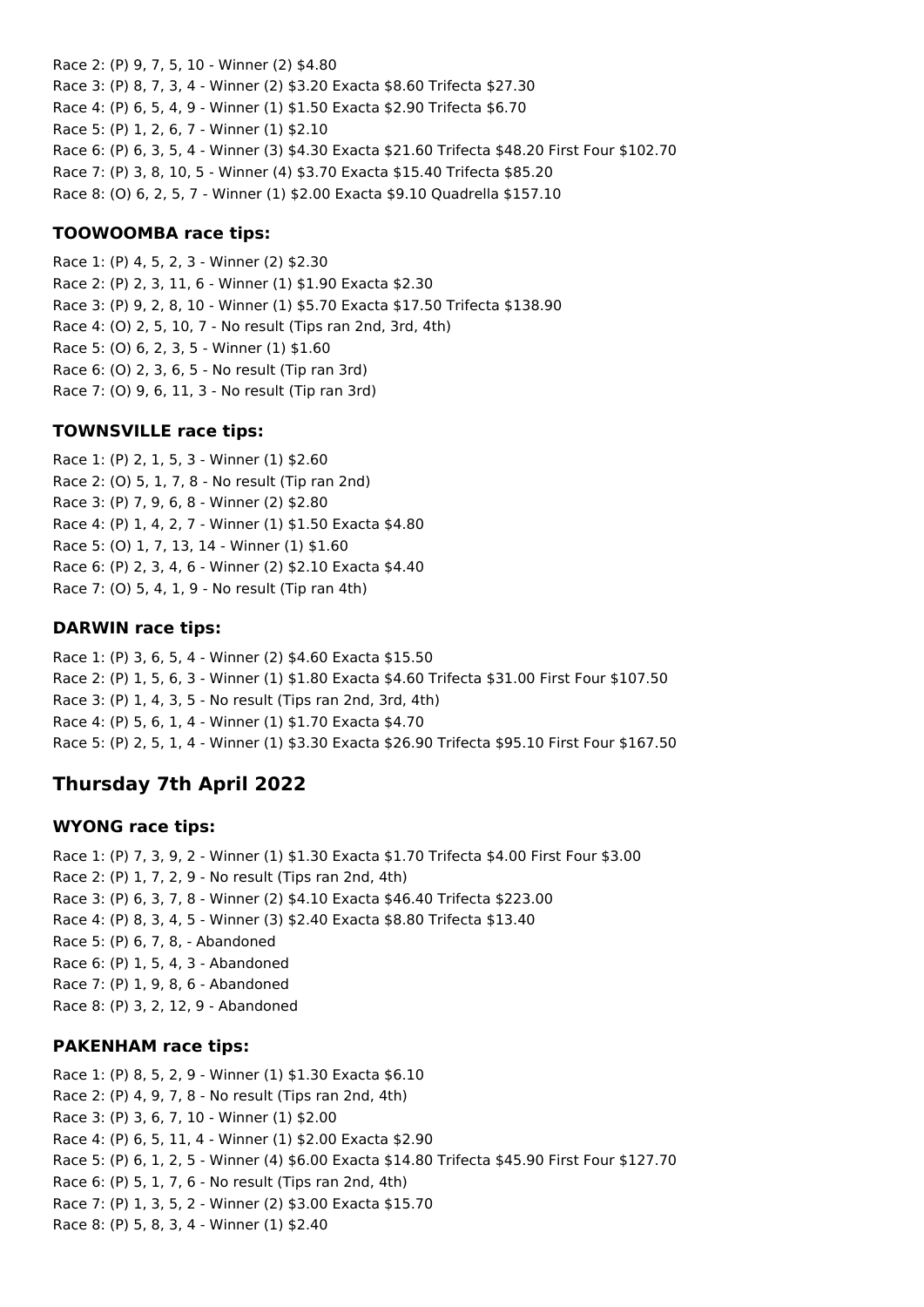Race 2: (P) 9, 7, 5, 10 - Winner (2) $4.80
Race 3: (P) 8, 7, 3, 4 - Winner (2) $3.20 Exacta $8.60 Trifecta $27.30
Race 4: (P) 6, 5, 4, 9 - Winner (1) $1.50 Exacta $2.90 Trifecta $6.70
Race 5: (P) 1, 2, 6, 7 - Winner (1) $2.10
Race 6: (P) 6, 3, 5, 4 - Winner (3) $4.30 Exacta $21.60 Trifecta $48.20 First Four $102.70
Race 7: (P) 3, 8, 10, 5 - Winner (4) $3.70 Exacta $15.40 Trifecta $85.20
Race 8: (O) 6, 2, 5, 7 - Winner (1) $2.00 Exacta $9.10 Quadrella $157.10

### TOOWOOMBA race tips:

Race 1: (P) 4, 5, 2, 3 - Winner (2) $2.30
Race 2: (P) 2, 3, 11, 6 - Winner (1) $1.90 Exacta $2.30
Race 3: (P) 9, 2, 8, 10 - Winner (1) $5.70 Exacta $17.50 Trifecta $138.90
Race 4: (O) 2, 5, 10, 7 - No result (Tips ran 2nd, 3rd, 4th)
Race 5: (O) 6, 2, 3, 5 - Winner (1) $1.60
Race 6: (O) 2, 3, 6, 5 - No result (Tip ran 3rd)
Race 7: (O) 9, 6, 11, 3 - No result (Tip ran 3rd)

### TOWNSVILLE race tips:

Race 1: (P) 2, 1, 5, 3 - Winner (1) $2.60
Race 2: (O) 5, 1, 7, 8 - No result (Tip ran 2nd)
Race 3: (P) 7, 9, 6, 8 - Winner (2) $2.80
Race 4: (P) 1, 4, 2, 7 - Winner (1) $1.50 Exacta $4.80
Race 5: (O) 1, 7, 13, 14 - Winner (1) $1.60
Race 6: (P) 2, 3, 4, 6 - Winner (2) $2.10 Exacta $4.40
Race 7: (O) 5, 4, 1, 9 - No result (Tip ran 4th)

### DARWIN race tips:

Race 1: (P) 3, 6, 5, 4 - Winner (2) $4.60 Exacta $15.50
Race 2: (P) 1, 5, 6, 3 - Winner (1) $1.80 Exacta $4.60 Trifecta $31.00 First Four $107.50
Race 3: (P) 1, 4, 3, 5 - No result (Tips ran 2nd, 3rd, 4th)
Race 4: (P) 5, 6, 1, 4 - Winner (1) $1.70 Exacta $4.70
Race 5: (P) 2, 5, 1, 4 - Winner (1) $3.30 Exacta $26.90 Trifecta $95.10 First Four $167.50

## Thursday 7th April 2022

### WYONG race tips:

Race 1: (P) 7, 3, 9, 2 - Winner (1) $1.30 Exacta $1.70 Trifecta $4.00 First Four $3.00
Race 2: (P) 1, 7, 2, 9 - No result (Tips ran 2nd, 4th)
Race 3: (P) 6, 3, 7, 8 - Winner (2) $4.10 Exacta $46.40 Trifecta $223.00
Race 4: (P) 8, 3, 4, 5 - Winner (3) $2.40 Exacta $8.80 Trifecta $13.40
Race 5: (P) 6, 7, 8, - Abandoned
Race 6: (P) 1, 5, 4, 3 - Abandoned
Race 7: (P) 1, 9, 8, 6 - Abandoned
Race 8: (P) 3, 2, 12, 9 - Abandoned

### PAKENHAM race tips:

Race 1: (P) 8, 5, 2, 9 - Winner (1) $1.30 Exacta $6.10
Race 2: (P) 4, 9, 7, 8 - No result (Tips ran 2nd, 4th)
Race 3: (P) 3, 6, 7, 10 - Winner (1) $2.00
Race 4: (P) 6, 5, 11, 4 - Winner (1) $2.00 Exacta $2.90
Race 5: (P) 6, 1, 2, 5 - Winner (4) $6.00 Exacta $14.80 Trifecta $45.90 First Four $127.70
Race 6: (P) 5, 1, 7, 6 - No result (Tips ran 2nd, 4th)
Race 7: (P) 1, 3, 5, 2 - Winner (2) $3.00 Exacta $15.70
Race 8: (P) 5, 8, 3, 4 - Winner (1) $2.40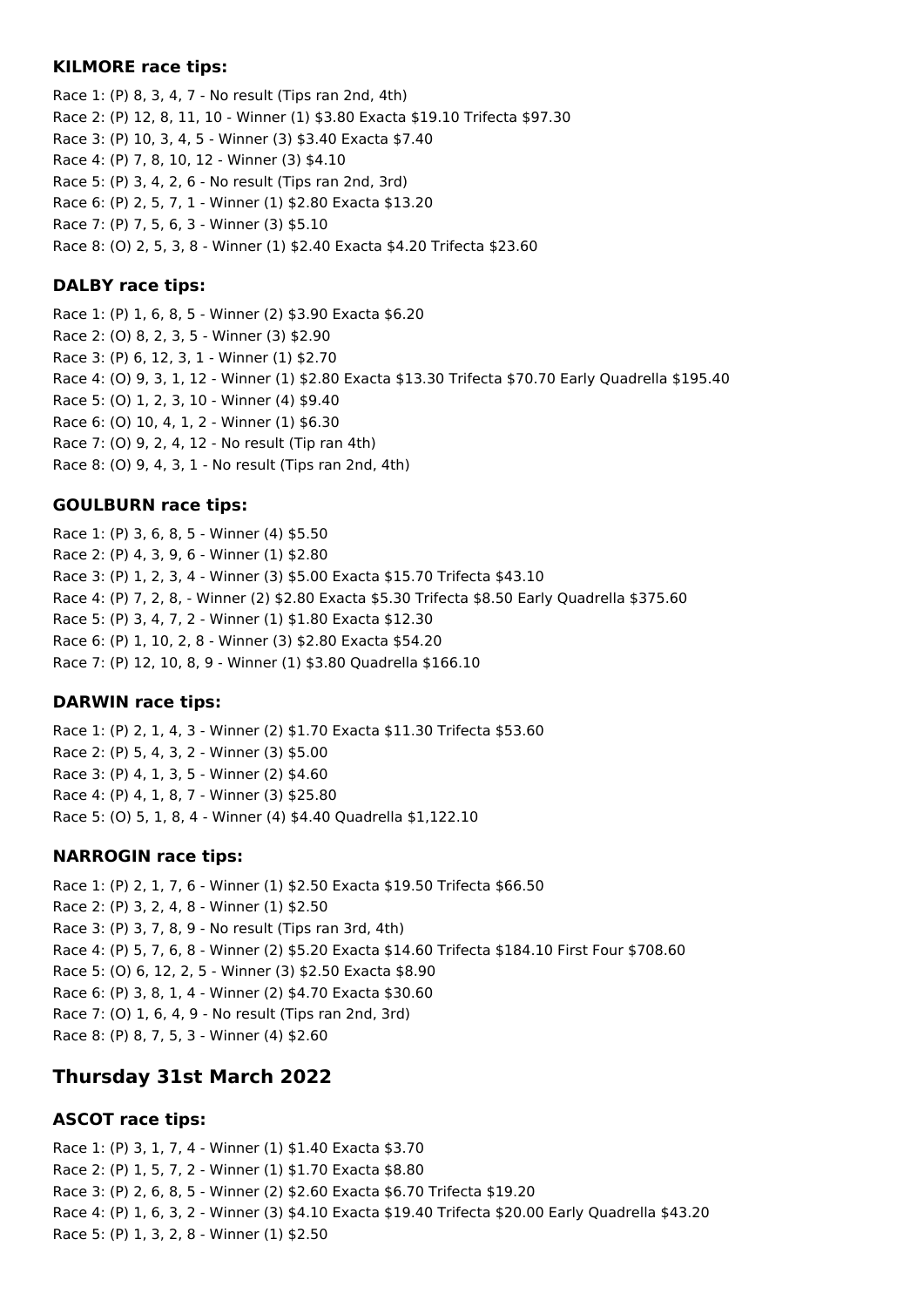### KILMORE race tips:

Race 1: (P) 8, 3, 4, 7 - No result (Tips ran 2nd, 4th)
Race 2: (P) 12, 8, 11, 10 - Winner (1) $3.80 Exacta $19.10 Trifecta $97.30
Race 3: (P) 10, 3, 4, 5 - Winner (3) $3.40 Exacta $7.40
Race 4: (P) 7, 8, 10, 12 - Winner (3) $4.10
Race 5: (P) 3, 4, 2, 6 - No result (Tips ran 2nd, 3rd)
Race 6: (P) 2, 5, 7, 1 - Winner (1) $2.80 Exacta $13.20
Race 7: (P) 7, 5, 6, 3 - Winner (3) $5.10
Race 8: (O) 2, 5, 3, 8 - Winner (1) $2.40 Exacta $4.20 Trifecta $23.60

### DALBY race tips:

Race 1: (P) 1, 6, 8, 5 - Winner (2) $3.90 Exacta $6.20
Race 2: (O) 8, 2, 3, 5 - Winner (3) $2.90
Race 3: (P) 6, 12, 3, 1 - Winner (1) $2.70
Race 4: (O) 9, 3, 1, 12 - Winner (1) $2.80 Exacta $13.30 Trifecta $70.70 Early Quadrella $195.40
Race 5: (O) 1, 2, 3, 10 - Winner (4) $9.40
Race 6: (O) 10, 4, 1, 2 - Winner (1) $6.30
Race 7: (O) 9, 2, 4, 12 - No result (Tip ran 4th)
Race 8: (O) 9, 4, 3, 1 - No result (Tips ran 2nd, 4th)

### GOULBURN race tips:

Race 1: (P) 3, 6, 8, 5 - Winner (4) $5.50
Race 2: (P) 4, 3, 9, 6 - Winner (1) $2.80
Race 3: (P) 1, 2, 3, 4 - Winner (3) $5.00 Exacta $15.70 Trifecta $43.10
Race 4: (P) 7, 2, 8, - Winner (2) $2.80 Exacta $5.30 Trifecta $8.50 Early Quadrella $375.60
Race 5: (P) 3, 4, 7, 2 - Winner (1) $1.80 Exacta $12.30
Race 6: (P) 1, 10, 2, 8 - Winner (3) $2.80 Exacta $54.20
Race 7: (P) 12, 10, 8, 9 - Winner (1) $3.80 Quadrella $166.10

### DARWIN race tips:

Race 1: (P) 2, 1, 4, 3 - Winner (2) $1.70 Exacta $11.30 Trifecta $53.60
Race 2: (P) 5, 4, 3, 2 - Winner (3) $5.00
Race 3: (P) 4, 1, 3, 5 - Winner (2) $4.60
Race 4: (P) 4, 1, 8, 7 - Winner (3) $25.80
Race 5: (O) 5, 1, 8, 4 - Winner (4) $4.40 Quadrella $1,122.10

### NARROGIN race tips:

Race 1: (P) 2, 1, 7, 6 - Winner (1) $2.50 Exacta $19.50 Trifecta $66.50
Race 2: (P) 3, 2, 4, 8 - Winner (1) $2.50
Race 3: (P) 3, 7, 8, 9 - No result (Tips ran 3rd, 4th)
Race 4: (P) 5, 7, 6, 8 - Winner (2) $5.20 Exacta $14.60 Trifecta $184.10 First Four $708.60
Race 5: (O) 6, 12, 2, 5 - Winner (3) $2.50 Exacta $8.90
Race 6: (P) 3, 8, 1, 4 - Winner (2) $4.70 Exacta $30.60
Race 7: (O) 1, 6, 4, 9 - No result (Tips ran 2nd, 3rd)
Race 8: (P) 8, 7, 5, 3 - Winner (4) $2.60

## Thursday 31st March 2022

### ASCOT race tips:

Race 1: (P) 3, 1, 7, 4 - Winner (1) $1.40 Exacta $3.70
Race 2: (P) 1, 5, 7, 2 - Winner (1) $1.70 Exacta $8.80
Race 3: (P) 2, 6, 8, 5 - Winner (2) $2.60 Exacta $6.70 Trifecta $19.20
Race 4: (P) 1, 6, 3, 2 - Winner (3) $4.10 Exacta $19.40 Trifecta $20.00 Early Quadrella $43.20
Race 5: (P) 1, 3, 2, 8 - Winner (1) $2.50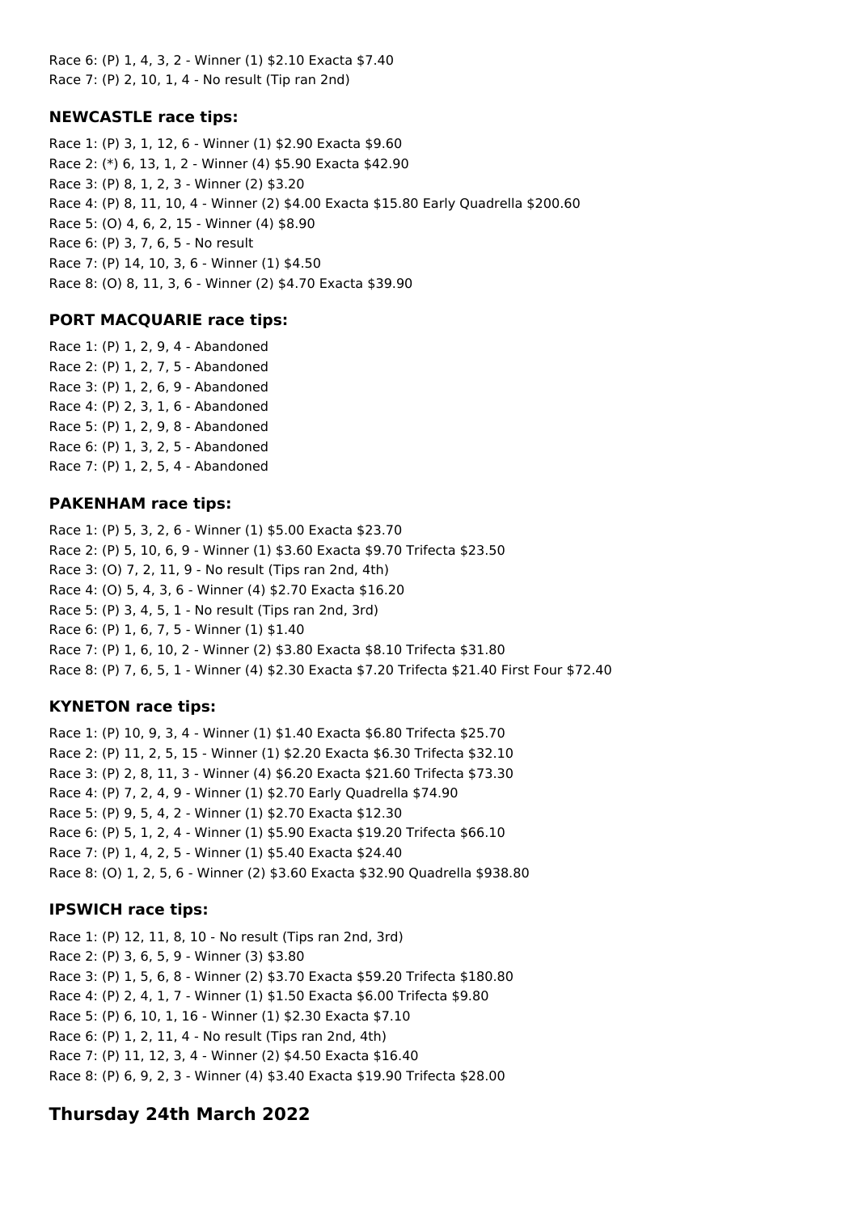Race 6: (P) 1, 4, 3, 2 - Winner (1) $2.10 Exacta $7.40
Race 7: (P) 2, 10, 1, 4 - No result (Tip ran 2nd)

### NEWCASTLE race tips:

Race 1: (P) 3, 1, 12, 6 - Winner (1) $2.90 Exacta $9.60
Race 2: (*) 6, 13, 1, 2 - Winner (4) $5.90 Exacta $42.90
Race 3: (P) 8, 1, 2, 3 - Winner (2) $3.20
Race 4: (P) 8, 11, 10, 4 - Winner (2) $4.00 Exacta $15.80 Early Quadrella $200.60
Race 5: (O) 4, 6, 2, 15 - Winner (4) $8.90
Race 6: (P) 3, 7, 6, 5 - No result
Race 7: (P) 14, 10, 3, 6 - Winner (1) $4.50
Race 8: (O) 8, 11, 3, 6 - Winner (2) $4.70 Exacta $39.90

### PORT MACQUARIE race tips:

Race 1: (P) 1, 2, 9, 4 - Abandoned
Race 2: (P) 1, 2, 7, 5 - Abandoned
Race 3: (P) 1, 2, 6, 9 - Abandoned
Race 4: (P) 2, 3, 1, 6 - Abandoned
Race 5: (P) 1, 2, 9, 8 - Abandoned
Race 6: (P) 1, 3, 2, 5 - Abandoned
Race 7: (P) 1, 2, 5, 4 - Abandoned

### PAKENHAM race tips:

Race 1: (P) 5, 3, 2, 6 - Winner (1) $5.00 Exacta $23.70
Race 2: (P) 5, 10, 6, 9 - Winner (1) $3.60 Exacta $9.70 Trifecta $23.50
Race 3: (O) 7, 2, 11, 9 - No result (Tips ran 2nd, 4th)
Race 4: (O) 5, 4, 3, 6 - Winner (4) $2.70 Exacta $16.20
Race 5: (P) 3, 4, 5, 1 - No result (Tips ran 2nd, 3rd)
Race 6: (P) 1, 6, 7, 5 - Winner (1) $1.40
Race 7: (P) 1, 6, 10, 2 - Winner (2) $3.80 Exacta $8.10 Trifecta $31.80
Race 8: (P) 7, 6, 5, 1 - Winner (4) $2.30 Exacta $7.20 Trifecta $21.40 First Four $72.40

### KYNETON race tips:

Race 1: (P) 10, 9, 3, 4 - Winner (1) $1.40 Exacta $6.80 Trifecta $25.70
Race 2: (P) 11, 2, 5, 15 - Winner (1) $2.20 Exacta $6.30 Trifecta $32.10
Race 3: (P) 2, 8, 11, 3 - Winner (4) $6.20 Exacta $21.60 Trifecta $73.30
Race 4: (P) 7, 2, 4, 9 - Winner (1) $2.70 Early Quadrella $74.90
Race 5: (P) 9, 5, 4, 2 - Winner (1) $2.70 Exacta $12.30
Race 6: (P) 5, 1, 2, 4 - Winner (1) $5.90 Exacta $19.20 Trifecta $66.10
Race 7: (P) 1, 4, 2, 5 - Winner (1) $5.40 Exacta $24.40
Race 8: (O) 1, 2, 5, 6 - Winner (2) $3.60 Exacta $32.90 Quadrella $938.80

### IPSWICH race tips:

Race 1: (P) 12, 11, 8, 10 - No result (Tips ran 2nd, 3rd)
Race 2: (P) 3, 6, 5, 9 - Winner (3) $3.80
Race 3: (P) 1, 5, 6, 8 - Winner (2) $3.70 Exacta $59.20 Trifecta $180.80
Race 4: (P) 2, 4, 1, 7 - Winner (1) $1.50 Exacta $6.00 Trifecta $9.80
Race 5: (P) 6, 10, 1, 16 - Winner (1) $2.30 Exacta $7.10
Race 6: (P) 1, 2, 11, 4 - No result (Tips ran 2nd, 4th)
Race 7: (P) 11, 12, 3, 4 - Winner (2) $4.50 Exacta $16.40
Race 8: (P) 6, 9, 2, 3 - Winner (4) $3.40 Exacta $19.90 Trifecta $28.00

## Thursday 24th March 2022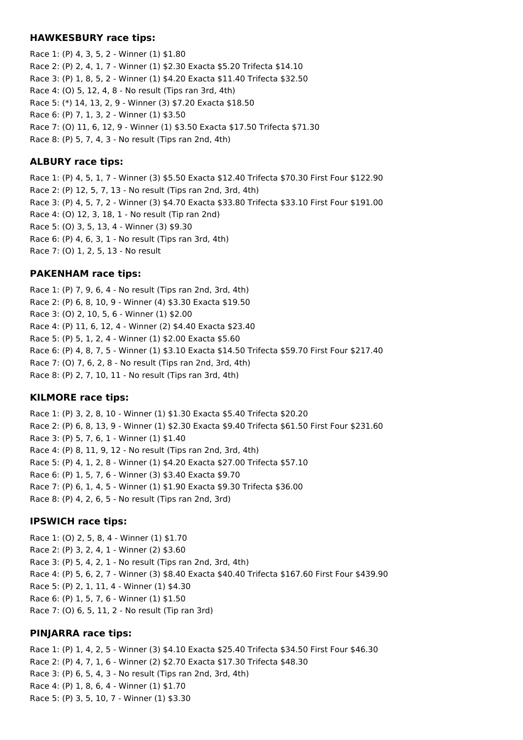### HAWKESBURY race tips:

Race 1: (P) 4, 3, 5, 2 - Winner (1) $1.80
Race 2: (P) 2, 4, 1, 7 - Winner (1) $2.30 Exacta $5.20 Trifecta $14.10
Race 3: (P) 1, 8, 5, 2 - Winner (1) $4.20 Exacta $11.40 Trifecta $32.50
Race 4: (O) 5, 12, 4, 8 - No result (Tips ran 3rd, 4th)
Race 5: (*) 14, 13, 2, 9 - Winner (3) $7.20 Exacta $18.50
Race 6: (P) 7, 1, 3, 2 - Winner (1) $3.50
Race 7: (O) 11, 6, 12, 9 - Winner (1) $3.50 Exacta $17.50 Trifecta $71.30
Race 8: (P) 5, 7, 4, 3 - No result (Tips ran 2nd, 4th)

### ALBURY race tips:

Race 1: (P) 4, 5, 1, 7 - Winner (3) $5.50 Exacta $12.40 Trifecta $70.30 First Four $122.90
Race 2: (P) 12, 5, 7, 13 - No result (Tips ran 2nd, 3rd, 4th)
Race 3: (P) 4, 5, 7, 2 - Winner (3) $4.70 Exacta $33.80 Trifecta $33.10 First Four $191.00
Race 4: (O) 12, 3, 18, 1 - No result (Tip ran 2nd)
Race 5: (O) 3, 5, 13, 4 - Winner (3) $9.30
Race 6: (P) 4, 6, 3, 1 - No result (Tips ran 3rd, 4th)
Race 7: (O) 1, 2, 5, 13 - No result

### PAKENHAM race tips:

Race 1: (P) 7, 9, 6, 4 - No result (Tips ran 2nd, 3rd, 4th)
Race 2: (P) 6, 8, 10, 9 - Winner (4) $3.30 Exacta $19.50
Race 3: (O) 2, 10, 5, 6 - Winner (1) $2.00
Race 4: (P) 11, 6, 12, 4 - Winner (2) $4.40 Exacta $23.40
Race 5: (P) 5, 1, 2, 4 - Winner (1) $2.00 Exacta $5.60
Race 6: (P) 4, 8, 7, 5 - Winner (1) $3.10 Exacta $14.50 Trifecta $59.70 First Four $217.40
Race 7: (O) 7, 6, 2, 8 - No result (Tips ran 2nd, 3rd, 4th)
Race 8: (P) 2, 7, 10, 11 - No result (Tips ran 3rd, 4th)

### KILMORE race tips:

Race 1: (P) 3, 2, 8, 10 - Winner (1) $1.30 Exacta $5.40 Trifecta $20.20
Race 2: (P) 6, 8, 13, 9 - Winner (1) $2.30 Exacta $9.40 Trifecta $61.50 First Four $231.60
Race 3: (P) 5, 7, 6, 1 - Winner (1) $1.40
Race 4: (P) 8, 11, 9, 12 - No result (Tips ran 2nd, 3rd, 4th)
Race 5: (P) 4, 1, 2, 8 - Winner (1) $4.20 Exacta $27.00 Trifecta $57.10
Race 6: (P) 1, 5, 7, 6 - Winner (3) $3.40 Exacta $9.70
Race 7: (P) 6, 1, 4, 5 - Winner (1) $1.90 Exacta $9.30 Trifecta $36.00
Race 8: (P) 4, 2, 6, 5 - No result (Tips ran 2nd, 3rd)

### IPSWICH race tips:

Race 1: (O) 2, 5, 8, 4 - Winner (1) $1.70
Race 2: (P) 3, 2, 4, 1 - Winner (2) $3.60
Race 3: (P) 5, 4, 2, 1 - No result (Tips ran 2nd, 3rd, 4th)
Race 4: (P) 5, 6, 2, 7 - Winner (3) $8.40 Exacta $40.40 Trifecta $167.60 First Four $439.90
Race 5: (P) 2, 1, 11, 4 - Winner (1) $4.30
Race 6: (P) 1, 5, 7, 6 - Winner (1) $1.50
Race 7: (O) 6, 5, 11, 2 - No result (Tip ran 3rd)

### PINJARRA race tips:

Race 1: (P) 1, 4, 2, 5 - Winner (3) $4.10 Exacta $25.40 Trifecta $34.50 First Four $46.30
Race 2: (P) 4, 7, 1, 6 - Winner (2) $2.70 Exacta $17.30 Trifecta $48.30
Race 3: (P) 6, 5, 4, 3 - No result (Tips ran 2nd, 3rd, 4th)
Race 4: (P) 1, 8, 6, 4 - Winner (1) $1.70
Race 5: (P) 3, 5, 10, 7 - Winner (1) $3.30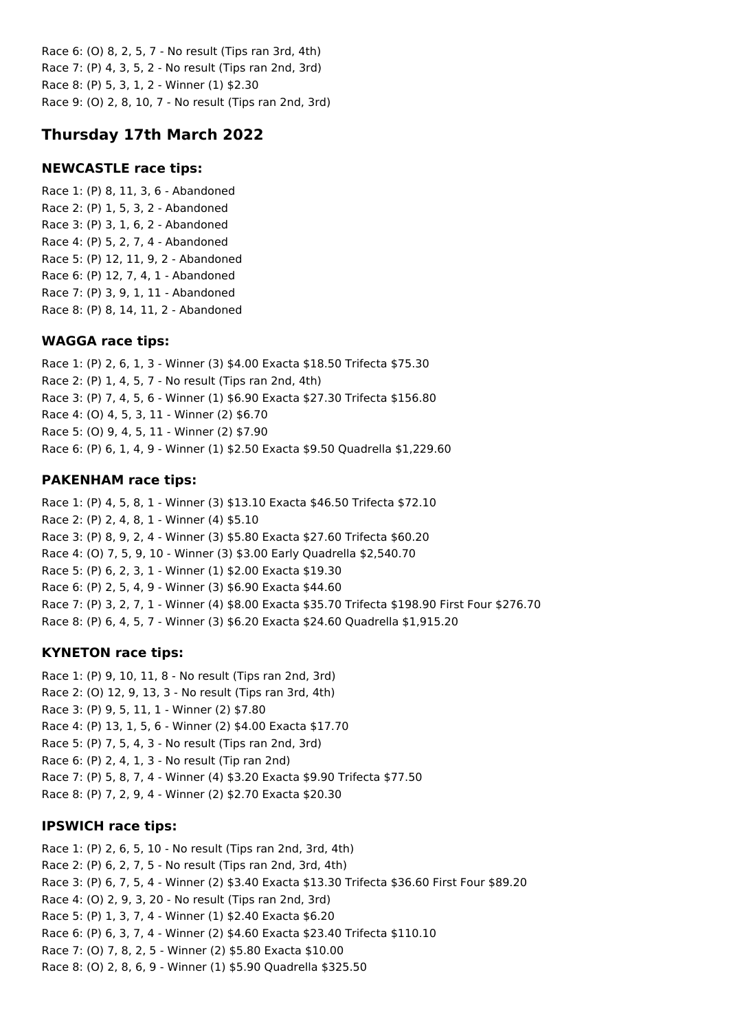Race 6: (O) 8, 2, 5, 7 - No result (Tips ran 3rd, 4th)
Race 7: (P) 4, 3, 5, 2 - No result (Tips ran 2nd, 3rd)
Race 8: (P) 5, 3, 1, 2 - Winner (1) $2.30
Race 9: (O) 2, 8, 10, 7 - No result (Tips ran 2nd, 3rd)

## Thursday 17th March 2022

### NEWCASTLE race tips:

Race 1: (P) 8, 11, 3, 6 - Abandoned
Race 2: (P) 1, 5, 3, 2 - Abandoned
Race 3: (P) 3, 1, 6, 2 - Abandoned
Race 4: (P) 5, 2, 7, 4 - Abandoned
Race 5: (P) 12, 11, 9, 2 - Abandoned
Race 6: (P) 12, 7, 4, 1 - Abandoned
Race 7: (P) 3, 9, 1, 11 - Abandoned
Race 8: (P) 8, 14, 11, 2 - Abandoned

### WAGGA race tips:

Race 1: (P) 2, 6, 1, 3 - Winner (3) $4.00 Exacta $18.50 Trifecta $75.30
Race 2: (P) 1, 4, 5, 7 - No result (Tips ran 2nd, 4th)
Race 3: (P) 7, 4, 5, 6 - Winner (1) $6.90 Exacta $27.30 Trifecta $156.80
Race 4: (O) 4, 5, 3, 11 - Winner (2) $6.70
Race 5: (O) 9, 4, 5, 11 - Winner (2) $7.90
Race 6: (P) 6, 1, 4, 9 - Winner (1) $2.50 Exacta $9.50 Quadrella $1,229.60

### PAKENHAM race tips:

Race 1: (P) 4, 5, 8, 1 - Winner (3) $13.10 Exacta $46.50 Trifecta $72.10
Race 2: (P) 2, 4, 8, 1 - Winner (4) $5.10
Race 3: (P) 8, 9, 2, 4 - Winner (3) $5.80 Exacta $27.60 Trifecta $60.20
Race 4: (O) 7, 5, 9, 10 - Winner (3) $3.00 Early Quadrella $2,540.70
Race 5: (P) 6, 2, 3, 1 - Winner (1) $2.00 Exacta $19.30
Race 6: (P) 2, 5, 4, 9 - Winner (3) $6.90 Exacta $44.60
Race 7: (P) 3, 2, 7, 1 - Winner (4) $8.00 Exacta $35.70 Trifecta $198.90 First Four $276.70
Race 8: (P) 6, 4, 5, 7 - Winner (3) $6.20 Exacta $24.60 Quadrella $1,915.20

### KYNETON race tips:

Race 1: (P) 9, 10, 11, 8 - No result (Tips ran 2nd, 3rd)
Race 2: (O) 12, 9, 13, 3 - No result (Tips ran 3rd, 4th)
Race 3: (P) 9, 5, 11, 1 - Winner (2) $7.80
Race 4: (P) 13, 1, 5, 6 - Winner (2) $4.00 Exacta $17.70
Race 5: (P) 7, 5, 4, 3 - No result (Tips ran 2nd, 3rd)
Race 6: (P) 2, 4, 1, 3 - No result (Tip ran 2nd)
Race 7: (P) 5, 8, 7, 4 - Winner (4) $3.20 Exacta $9.90 Trifecta $77.50
Race 8: (P) 7, 2, 9, 4 - Winner (2) $2.70 Exacta $20.30

### IPSWICH race tips:

Race 1: (P) 2, 6, 5, 10 - No result (Tips ran 2nd, 3rd, 4th)
Race 2: (P) 6, 2, 7, 5 - No result (Tips ran 2nd, 3rd, 4th)
Race 3: (P) 6, 7, 5, 4 - Winner (2) $3.40 Exacta $13.30 Trifecta $36.60 First Four $89.20
Race 4: (O) 2, 9, 3, 20 - No result (Tips ran 2nd, 3rd)
Race 5: (P) 1, 3, 7, 4 - Winner (1) $2.40 Exacta $6.20
Race 6: (P) 6, 3, 7, 4 - Winner (2) $4.60 Exacta $23.40 Trifecta $110.10
Race 7: (O) 7, 8, 2, 5 - Winner (2) $5.80 Exacta $10.00
Race 8: (O) 2, 8, 6, 9 - Winner (1) $5.90 Quadrella $325.50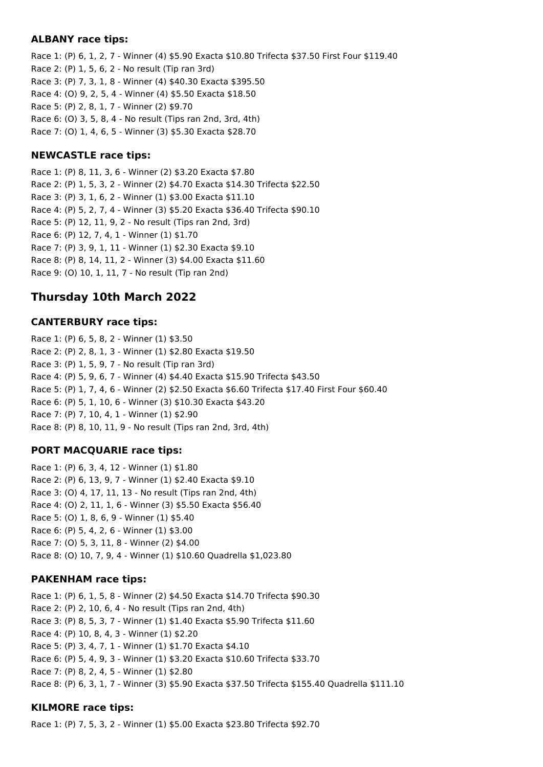### ALBANY race tips:

Race 1: (P) 6, 1, 2, 7 - Winner (4) $5.90 Exacta $10.80 Trifecta $37.50 First Four $119.40
Race 2: (P) 1, 5, 6, 2 - No result (Tip ran 3rd)
Race 3: (P) 7, 3, 1, 8 - Winner (4) $40.30 Exacta $395.50
Race 4: (O) 9, 2, 5, 4 - Winner (4) $5.50 Exacta $18.50
Race 5: (P) 2, 8, 1, 7 - Winner (2) $9.70
Race 6: (O) 3, 5, 8, 4 - No result (Tips ran 2nd, 3rd, 4th)
Race 7: (O) 1, 4, 6, 5 - Winner (3) $5.30 Exacta $28.70

### NEWCASTLE race tips:

Race 1: (P) 8, 11, 3, 6 - Winner (2) $3.20 Exacta $7.80
Race 2: (P) 1, 5, 3, 2 - Winner (2) $4.70 Exacta $14.30 Trifecta $22.50
Race 3: (P) 3, 1, 6, 2 - Winner (1) $3.00 Exacta $11.10
Race 4: (P) 5, 2, 7, 4 - Winner (3) $5.20 Exacta $36.40 Trifecta $90.10
Race 5: (P) 12, 11, 9, 2 - No result (Tips ran 2nd, 3rd)
Race 6: (P) 12, 7, 4, 1 - Winner (1) $1.70
Race 7: (P) 3, 9, 1, 11 - Winner (1) $2.30 Exacta $9.10
Race 8: (P) 8, 14, 11, 2 - Winner (3) $4.00 Exacta $11.60
Race 9: (O) 10, 1, 11, 7 - No result (Tip ran 2nd)

## Thursday 10th March 2022

### CANTERBURY race tips:

Race 1: (P) 6, 5, 8, 2 - Winner (1) $3.50
Race 2: (P) 2, 8, 1, 3 - Winner (1) $2.80 Exacta $19.50
Race 3: (P) 1, 5, 9, 7 - No result (Tip ran 3rd)
Race 4: (P) 5, 9, 6, 7 - Winner (4) $4.40 Exacta $15.90 Trifecta $43.50
Race 5: (P) 1, 7, 4, 6 - Winner (2) $2.50 Exacta $6.60 Trifecta $17.40 First Four $60.40
Race 6: (P) 5, 1, 10, 6 - Winner (3) $10.30 Exacta $43.20
Race 7: (P) 7, 10, 4, 1 - Winner (1) $2.90
Race 8: (P) 8, 10, 11, 9 - No result (Tips ran 2nd, 3rd, 4th)

### PORT MACQUARIE race tips:

Race 1: (P) 6, 3, 4, 12 - Winner (1) $1.80
Race 2: (P) 6, 13, 9, 7 - Winner (1) $2.40 Exacta $9.10
Race 3: (O) 4, 17, 11, 13 - No result (Tips ran 2nd, 4th)
Race 4: (O) 2, 11, 1, 6 - Winner (3) $5.50 Exacta $56.40
Race 5: (O) 1, 8, 6, 9 - Winner (1) $5.40
Race 6: (P) 5, 4, 2, 6 - Winner (1) $3.00
Race 7: (O) 5, 3, 11, 8 - Winner (2) $4.00
Race 8: (O) 10, 7, 9, 4 - Winner (1) $10.60 Quadrella $1,023.80

### PAKENHAM race tips:

Race 1: (P) 6, 1, 5, 8 - Winner (2) $4.50 Exacta $14.70 Trifecta $90.30
Race 2: (P) 2, 10, 6, 4 - No result (Tips ran 2nd, 4th)
Race 3: (P) 8, 5, 3, 7 - Winner (1) $1.40 Exacta $5.90 Trifecta $11.60
Race 4: (P) 10, 8, 4, 3 - Winner (1) $2.20
Race 5: (P) 3, 4, 7, 1 - Winner (1) $1.70 Exacta $4.10
Race 6: (P) 5, 4, 9, 3 - Winner (1) $3.20 Exacta $10.60 Trifecta $33.70
Race 7: (P) 8, 2, 4, 5 - Winner (1) $2.80
Race 8: (P) 6, 3, 1, 7 - Winner (3) $5.90 Exacta $37.50 Trifecta $155.40 Quadrella $111.10

### KILMORE race tips:

Race 1: (P) 7, 5, 3, 2 - Winner (1) $5.00 Exacta $23.80 Trifecta $92.70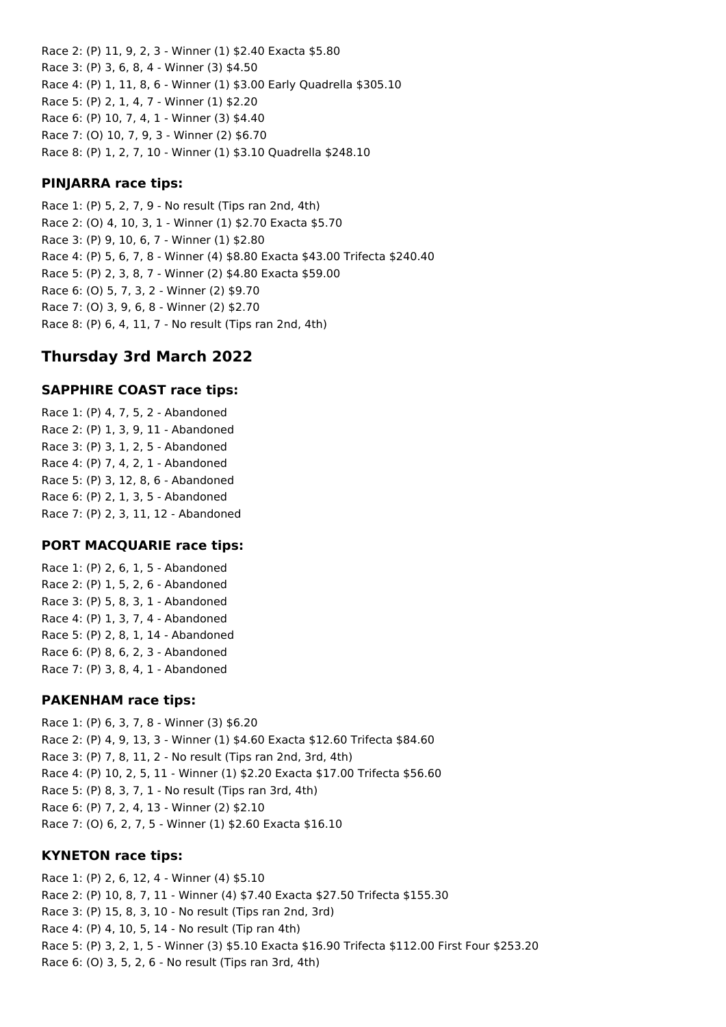Race 2: (P) 11, 9, 2, 3 - Winner (1) $2.40 Exacta $5.80
Race 3: (P) 3, 6, 8, 4 - Winner (3) $4.50
Race 4: (P) 1, 11, 8, 6 - Winner (1) $3.00 Early Quadrella $305.10
Race 5: (P) 2, 1, 4, 7 - Winner (1) $2.20
Race 6: (P) 10, 7, 4, 1 - Winner (3) $4.40
Race 7: (O) 10, 7, 9, 3 - Winner (2) $6.70
Race 8: (P) 1, 2, 7, 10 - Winner (1) $3.10 Quadrella $248.10

### PINJARRA race tips:

Race 1: (P) 5, 2, 7, 9 - No result (Tips ran 2nd, 4th)
Race 2: (O) 4, 10, 3, 1 - Winner (1) $2.70 Exacta $5.70
Race 3: (P) 9, 10, 6, 7 - Winner (1) $2.80
Race 4: (P) 5, 6, 7, 8 - Winner (4) $8.80 Exacta $43.00 Trifecta $240.40
Race 5: (P) 2, 3, 8, 7 - Winner (2) $4.80 Exacta $59.00
Race 6: (O) 5, 7, 3, 2 - Winner (2) $9.70
Race 7: (O) 3, 9, 6, 8 - Winner (2) $2.70
Race 8: (P) 6, 4, 11, 7 - No result (Tips ran 2nd, 4th)

## Thursday 3rd March 2022

### SAPPHIRE COAST race tips:

Race 1: (P) 4, 7, 5, 2 - Abandoned
Race 2: (P) 1, 3, 9, 11 - Abandoned
Race 3: (P) 3, 1, 2, 5 - Abandoned
Race 4: (P) 7, 4, 2, 1 - Abandoned
Race 5: (P) 3, 12, 8, 6 - Abandoned
Race 6: (P) 2, 1, 3, 5 - Abandoned
Race 7: (P) 2, 3, 11, 12 - Abandoned

### PORT MACQUARIE race tips:

Race 1: (P) 2, 6, 1, 5 - Abandoned
Race 2: (P) 1, 5, 2, 6 - Abandoned
Race 3: (P) 5, 8, 3, 1 - Abandoned
Race 4: (P) 1, 3, 7, 4 - Abandoned
Race 5: (P) 2, 8, 1, 14 - Abandoned
Race 6: (P) 8, 6, 2, 3 - Abandoned
Race 7: (P) 3, 8, 4, 1 - Abandoned

### PAKENHAM race tips:

Race 1: (P) 6, 3, 7, 8 - Winner (3) $6.20
Race 2: (P) 4, 9, 13, 3 - Winner (1) $4.60 Exacta $12.60 Trifecta $84.60
Race 3: (P) 7, 8, 11, 2 - No result (Tips ran 2nd, 3rd, 4th)
Race 4: (P) 10, 2, 5, 11 - Winner (1) $2.20 Exacta $17.00 Trifecta $56.60
Race 5: (P) 8, 3, 7, 1 - No result (Tips ran 3rd, 4th)
Race 6: (P) 7, 2, 4, 13 - Winner (2) $2.10
Race 7: (O) 6, 2, 7, 5 - Winner (1) $2.60 Exacta $16.10

### KYNETON race tips:

Race 1: (P) 2, 6, 12, 4 - Winner (4) $5.10
Race 2: (P) 10, 8, 7, 11 - Winner (4) $7.40 Exacta $27.50 Trifecta $155.30
Race 3: (P) 15, 8, 3, 10 - No result (Tips ran 2nd, 3rd)
Race 4: (P) 4, 10, 5, 14 - No result (Tip ran 4th)
Race 5: (P) 3, 2, 1, 5 - Winner (3) $5.10 Exacta $16.90 Trifecta $112.00 First Four $253.20
Race 6: (O) 3, 5, 2, 6 - No result (Tips ran 3rd, 4th)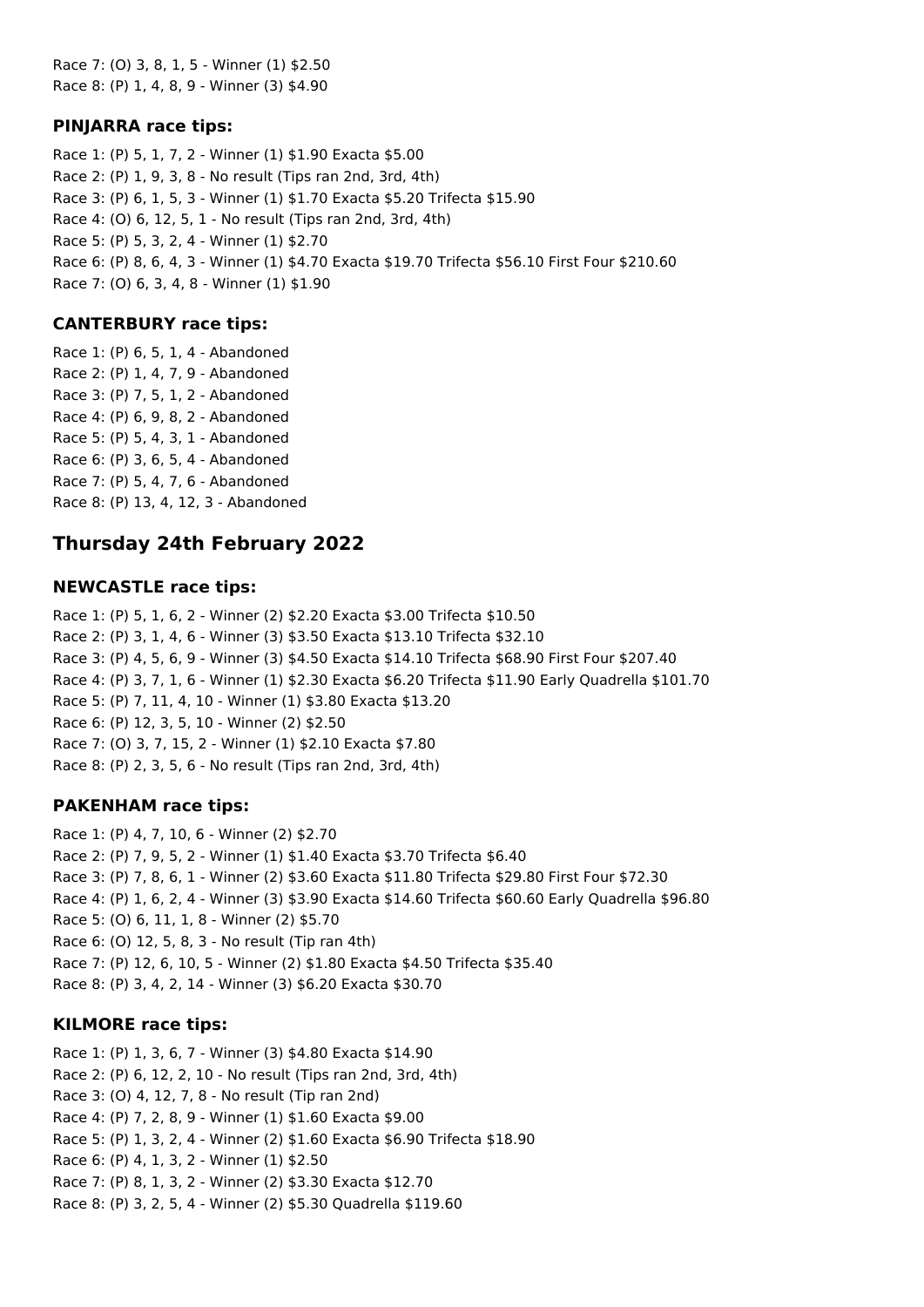Race 7: (O) 3, 8, 1, 5 - Winner (1) $2.50
Race 8: (P) 1, 4, 8, 9 - Winner (3) $4.90

### PINJARRA race tips:

Race 1: (P) 5, 1, 7, 2 - Winner (1) $1.90 Exacta $5.00
Race 2: (P) 1, 9, 3, 8 - No result (Tips ran 2nd, 3rd, 4th)
Race 3: (P) 6, 1, 5, 3 - Winner (1) $1.70 Exacta $5.20 Trifecta $15.90
Race 4: (O) 6, 12, 5, 1 - No result (Tips ran 2nd, 3rd, 4th)
Race 5: (P) 5, 3, 2, 4 - Winner (1) $2.70
Race 6: (P) 8, 6, 4, 3 - Winner (1) $4.70 Exacta $19.70 Trifecta $56.10 First Four $210.60
Race 7: (O) 6, 3, 4, 8 - Winner (1) $1.90

### CANTERBURY race tips:

Race 1: (P) 6, 5, 1, 4 - Abandoned
Race 2: (P) 1, 4, 7, 9 - Abandoned
Race 3: (P) 7, 5, 1, 2 - Abandoned
Race 4: (P) 6, 9, 8, 2 - Abandoned
Race 5: (P) 5, 4, 3, 1 - Abandoned
Race 6: (P) 3, 6, 5, 4 - Abandoned
Race 7: (P) 5, 4, 7, 6 - Abandoned
Race 8: (P) 13, 4, 12, 3 - Abandoned

## Thursday 24th February 2022

### NEWCASTLE race tips:

Race 1: (P) 5, 1, 6, 2 - Winner (2) $2.20 Exacta $3.00 Trifecta $10.50
Race 2: (P) 3, 1, 4, 6 - Winner (3) $3.50 Exacta $13.10 Trifecta $32.10
Race 3: (P) 4, 5, 6, 9 - Winner (3) $4.50 Exacta $14.10 Trifecta $68.90 First Four $207.40
Race 4: (P) 3, 7, 1, 6 - Winner (1) $2.30 Exacta $6.20 Trifecta $11.90 Early Quadrella $101.70
Race 5: (P) 7, 11, 4, 10 - Winner (1) $3.80 Exacta $13.20
Race 6: (P) 12, 3, 5, 10 - Winner (2) $2.50
Race 7: (O) 3, 7, 15, 2 - Winner (1) $2.10 Exacta $7.80
Race 8: (P) 2, 3, 5, 6 - No result (Tips ran 2nd, 3rd, 4th)

### PAKENHAM race tips:

Race 1: (P) 4, 7, 10, 6 - Winner (2) $2.70
Race 2: (P) 7, 9, 5, 2 - Winner (1) $1.40 Exacta $3.70 Trifecta $6.40
Race 3: (P) 7, 8, 6, 1 - Winner (2) $3.60 Exacta $11.80 Trifecta $29.80 First Four $72.30
Race 4: (P) 1, 6, 2, 4 - Winner (3) $3.90 Exacta $14.60 Trifecta $60.60 Early Quadrella $96.80
Race 5: (O) 6, 11, 1, 8 - Winner (2) $5.70
Race 6: (O) 12, 5, 8, 3 - No result (Tip ran 4th)
Race 7: (P) 12, 6, 10, 5 - Winner (2) $1.80 Exacta $4.50 Trifecta $35.40
Race 8: (P) 3, 4, 2, 14 - Winner (3) $6.20 Exacta $30.70

### KILMORE race tips:

Race 1: (P) 1, 3, 6, 7 - Winner (3) $4.80 Exacta $14.90
Race 2: (P) 6, 12, 2, 10 - No result (Tips ran 2nd, 3rd, 4th)
Race 3: (O) 4, 12, 7, 8 - No result (Tip ran 2nd)
Race 4: (P) 7, 2, 8, 9 - Winner (1) $1.60 Exacta $9.00
Race 5: (P) 1, 3, 2, 4 - Winner (2) $1.60 Exacta $6.90 Trifecta $18.90
Race 6: (P) 4, 1, 3, 2 - Winner (1) $2.50
Race 7: (P) 8, 1, 3, 2 - Winner (2) $3.30 Exacta $12.70
Race 8: (P) 3, 2, 5, 4 - Winner (2) $5.30 Quadrella $119.60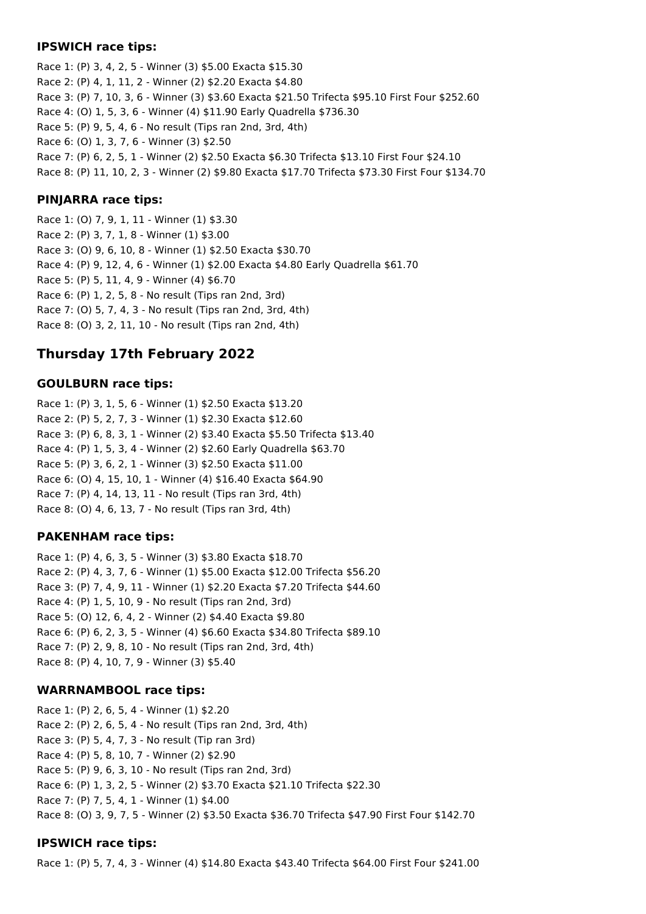### IPSWICH race tips:

Race 1: (P) 3, 4, 2, 5 - Winner (3) $5.00 Exacta $15.30
Race 2: (P) 4, 1, 11, 2 - Winner (2) $2.20 Exacta $4.80
Race 3: (P) 7, 10, 3, 6 - Winner (3) $3.60 Exacta $21.50 Trifecta $95.10 First Four $252.60
Race 4: (O) 1, 5, 3, 6 - Winner (4) $11.90 Early Quadrella $736.30
Race 5: (P) 9, 5, 4, 6 - No result (Tips ran 2nd, 3rd, 4th)
Race 6: (O) 1, 3, 7, 6 - Winner (3) $2.50
Race 7: (P) 6, 2, 5, 1 - Winner (2) $2.50 Exacta $6.30 Trifecta $13.10 First Four $24.10
Race 8: (P) 11, 10, 2, 3 - Winner (2) $9.80 Exacta $17.70 Trifecta $73.30 First Four $134.70

### PINJARRA race tips:

Race 1: (O) 7, 9, 1, 11 - Winner (1) $3.30
Race 2: (P) 3, 7, 1, 8 - Winner (1) $3.00
Race 3: (O) 9, 6, 10, 8 - Winner (1) $2.50 Exacta $30.70
Race 4: (P) 9, 12, 4, 6 - Winner (1) $2.00 Exacta $4.80 Early Quadrella $61.70
Race 5: (P) 5, 11, 4, 9 - Winner (4) $6.70
Race 6: (P) 1, 2, 5, 8 - No result (Tips ran 2nd, 3rd)
Race 7: (O) 5, 7, 4, 3 - No result (Tips ran 2nd, 3rd, 4th)
Race 8: (O) 3, 2, 11, 10 - No result (Tips ran 2nd, 4th)

## Thursday 17th February 2022

### GOULBURN race tips:

Race 1: (P) 3, 1, 5, 6 - Winner (1) $2.50 Exacta $13.20
Race 2: (P) 5, 2, 7, 3 - Winner (1) $2.30 Exacta $12.60
Race 3: (P) 6, 8, 3, 1 - Winner (2) $3.40 Exacta $5.50 Trifecta $13.40
Race 4: (P) 1, 5, 3, 4 - Winner (2) $2.60 Early Quadrella $63.70
Race 5: (P) 3, 6, 2, 1 - Winner (3) $2.50 Exacta $11.00
Race 6: (O) 4, 15, 10, 1 - Winner (4) $16.40 Exacta $64.90
Race 7: (P) 4, 14, 13, 11 - No result (Tips ran 3rd, 4th)
Race 8: (O) 4, 6, 13, 7 - No result (Tips ran 3rd, 4th)

### PAKENHAM race tips:

Race 1: (P) 4, 6, 3, 5 - Winner (3) $3.80 Exacta $18.70
Race 2: (P) 4, 3, 7, 6 - Winner (1) $5.00 Exacta $12.00 Trifecta $56.20
Race 3: (P) 7, 4, 9, 11 - Winner (1) $2.20 Exacta $7.20 Trifecta $44.60
Race 4: (P) 1, 5, 10, 9 - No result (Tips ran 2nd, 3rd)
Race 5: (O) 12, 6, 4, 2 - Winner (2) $4.40 Exacta $9.80
Race 6: (P) 6, 2, 3, 5 - Winner (4) $6.60 Exacta $34.80 Trifecta $89.10
Race 7: (P) 2, 9, 8, 10 - No result (Tips ran 2nd, 3rd, 4th)
Race 8: (P) 4, 10, 7, 9 - Winner (3) $5.40

### WARRNAMBOOL race tips:

Race 1: (P) 2, 6, 5, 4 - Winner (1) $2.20
Race 2: (P) 2, 6, 5, 4 - No result (Tips ran 2nd, 3rd, 4th)
Race 3: (P) 5, 4, 7, 3 - No result (Tip ran 3rd)
Race 4: (P) 5, 8, 10, 7 - Winner (2) $2.90
Race 5: (P) 9, 6, 3, 10 - No result (Tips ran 2nd, 3rd)
Race 6: (P) 1, 3, 2, 5 - Winner (2) $3.70 Exacta $21.10 Trifecta $22.30
Race 7: (P) 7, 5, 4, 1 - Winner (1) $4.00
Race 8: (O) 3, 9, 7, 5 - Winner (2) $3.50 Exacta $36.70 Trifecta $47.90 First Four $142.70

### IPSWICH race tips:

Race 1: (P) 5, 7, 4, 3 - Winner (4) $14.80 Exacta $43.40 Trifecta $64.00 First Four $241.00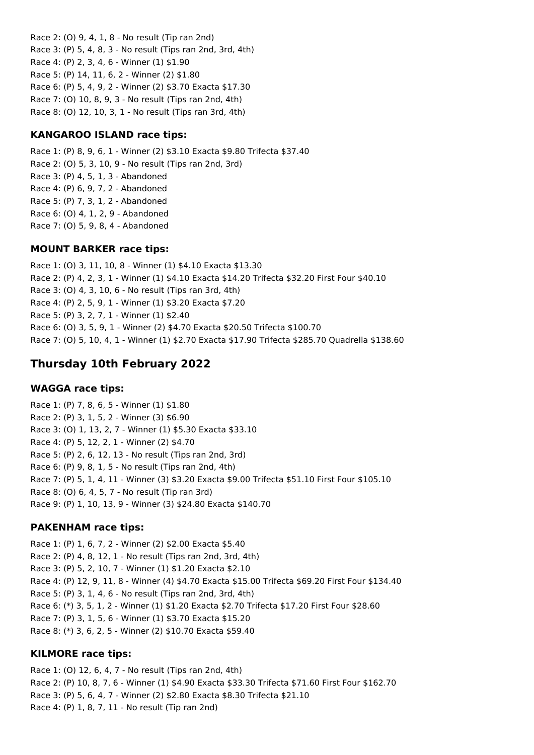Race 2: (O) 9, 4, 1, 8 - No result (Tip ran 2nd)
Race 3: (P) 5, 4, 8, 3 - No result (Tips ran 2nd, 3rd, 4th)
Race 4: (P) 2, 3, 4, 6 - Winner (1) $1.90
Race 5: (P) 14, 11, 6, 2 - Winner (2) $1.80
Race 6: (P) 5, 4, 9, 2 - Winner (2) $3.70 Exacta $17.30
Race 7: (O) 10, 8, 9, 3 - No result (Tips ran 2nd, 4th)
Race 8: (O) 12, 10, 3, 1 - No result (Tips ran 3rd, 4th)

### KANGAROO ISLAND race tips:

Race 1: (P) 8, 9, 6, 1 - Winner (2) $3.10 Exacta $9.80 Trifecta $37.40
Race 2: (O) 5, 3, 10, 9 - No result (Tips ran 2nd, 3rd)
Race 3: (P) 4, 5, 1, 3 - Abandoned
Race 4: (P) 6, 9, 7, 2 - Abandoned
Race 5: (P) 7, 3, 1, 2 - Abandoned
Race 6: (O) 4, 1, 2, 9 - Abandoned
Race 7: (O) 5, 9, 8, 4 - Abandoned

### MOUNT BARKER race tips:

Race 1: (O) 3, 11, 10, 8 - Winner (1) $4.10 Exacta $13.30
Race 2: (P) 4, 2, 3, 1 - Winner (1) $4.10 Exacta $14.20 Trifecta $32.20 First Four $40.10
Race 3: (O) 4, 3, 10, 6 - No result (Tips ran 3rd, 4th)
Race 4: (P) 2, 5, 9, 1 - Winner (1) $3.20 Exacta $7.20
Race 5: (P) 3, 2, 7, 1 - Winner (1) $2.40
Race 6: (O) 3, 5, 9, 1 - Winner (2) $4.70 Exacta $20.50 Trifecta $100.70
Race 7: (O) 5, 10, 4, 1 - Winner (1) $2.70 Exacta $17.90 Trifecta $285.70 Quadrella $138.60

## Thursday 10th February 2022

### WAGGA race tips:

Race 1: (P) 7, 8, 6, 5 - Winner (1) $1.80
Race 2: (P) 3, 1, 5, 2 - Winner (3) $6.90
Race 3: (O) 1, 13, 2, 7 - Winner (1) $5.30 Exacta $33.10
Race 4: (P) 5, 12, 2, 1 - Winner (2) $4.70
Race 5: (P) 2, 6, 12, 13 - No result (Tips ran 2nd, 3rd)
Race 6: (P) 9, 8, 1, 5 - No result (Tips ran 2nd, 4th)
Race 7: (P) 5, 1, 4, 11 - Winner (3) $3.20 Exacta $9.00 Trifecta $51.10 First Four $105.10
Race 8: (O) 6, 4, 5, 7 - No result (Tip ran 3rd)
Race 9: (P) 1, 10, 13, 9 - Winner (3) $24.80 Exacta $140.70

### PAKENHAM race tips:

Race 1: (P) 1, 6, 7, 2 - Winner (2) $2.00 Exacta $5.40
Race 2: (P) 4, 8, 12, 1 - No result (Tips ran 2nd, 3rd, 4th)
Race 3: (P) 5, 2, 10, 7 - Winner (1) $1.20 Exacta $2.10
Race 4: (P) 12, 9, 11, 8 - Winner (4) $4.70 Exacta $15.00 Trifecta $69.20 First Four $134.40
Race 5: (P) 3, 1, 4, 6 - No result (Tips ran 2nd, 3rd, 4th)
Race 6: (*) 3, 5, 1, 2 - Winner (1) $1.20 Exacta $2.70 Trifecta $17.20 First Four $28.60
Race 7: (P) 3, 1, 5, 6 - Winner (1) $3.70 Exacta $15.20
Race 8: (*) 3, 6, 2, 5 - Winner (2) $10.70 Exacta $59.40

### KILMORE race tips:

Race 1: (O) 12, 6, 4, 7 - No result (Tips ran 2nd, 4th)
Race 2: (P) 10, 8, 7, 6 - Winner (1) $4.90 Exacta $33.30 Trifecta $71.60 First Four $162.70
Race 3: (P) 5, 6, 4, 7 - Winner (2) $2.80 Exacta $8.30 Trifecta $21.10
Race 4: (P) 1, 8, 7, 11 - No result (Tip ran 2nd)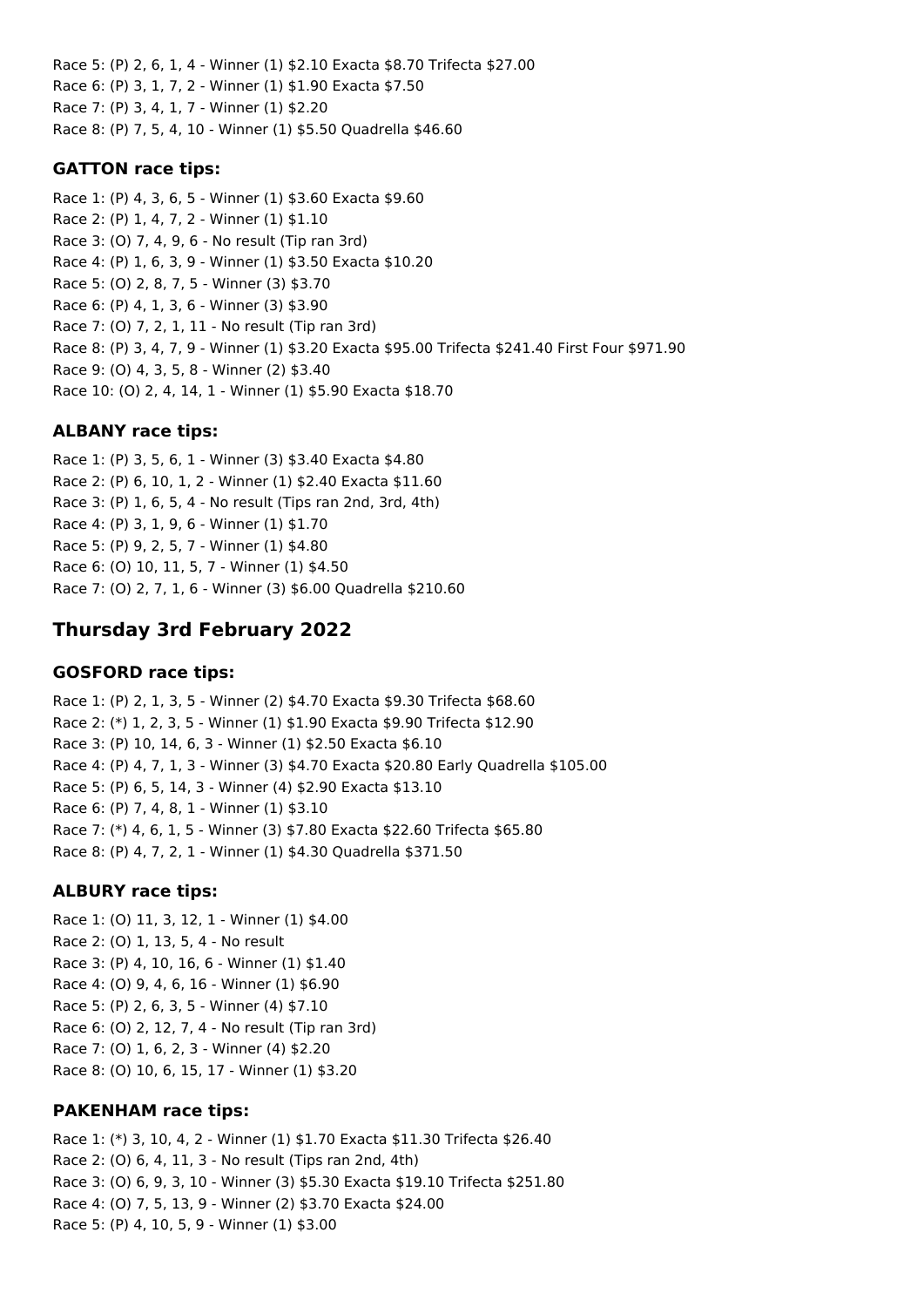Race 5: (P) 2, 6, 1, 4 - Winner (1) $2.10 Exacta $8.70 Trifecta $27.00
Race 6: (P) 3, 1, 7, 2 - Winner (1) $1.90 Exacta $7.50
Race 7: (P) 3, 4, 1, 7 - Winner (1) $2.20
Race 8: (P) 7, 5, 4, 10 - Winner (1) $5.50 Quadrella $46.60

### GATTON race tips:

Race 1: (P) 4, 3, 6, 5 - Winner (1) $3.60 Exacta $9.60
Race 2: (P) 1, 4, 7, 2 - Winner (1) $1.10
Race 3: (O) 7, 4, 9, 6 - No result (Tip ran 3rd)
Race 4: (P) 1, 6, 3, 9 - Winner (1) $3.50 Exacta $10.20
Race 5: (O) 2, 8, 7, 5 - Winner (3) $3.70
Race 6: (P) 4, 1, 3, 6 - Winner (3) $3.90
Race 7: (O) 7, 2, 1, 11 - No result (Tip ran 3rd)
Race 8: (P) 3, 4, 7, 9 - Winner (1) $3.20 Exacta $95.00 Trifecta $241.40 First Four $971.90
Race 9: (O) 4, 3, 5, 8 - Winner (2) $3.40
Race 10: (O) 2, 4, 14, 1 - Winner (1) $5.90 Exacta $18.70

### ALBANY race tips:

Race 1: (P) 3, 5, 6, 1 - Winner (3) $3.40 Exacta $4.80
Race 2: (P) 6, 10, 1, 2 - Winner (1) $2.40 Exacta $11.60
Race 3: (P) 1, 6, 5, 4 - No result (Tips ran 2nd, 3rd, 4th)
Race 4: (P) 3, 1, 9, 6 - Winner (1) $1.70
Race 5: (P) 9, 2, 5, 7 - Winner (1) $4.80
Race 6: (O) 10, 11, 5, 7 - Winner (1) $4.50
Race 7: (O) 2, 7, 1, 6 - Winner (3) $6.00 Quadrella $210.60

## Thursday 3rd February 2022

### GOSFORD race tips:

Race 1: (P) 2, 1, 3, 5 - Winner (2) $4.70 Exacta $9.30 Trifecta $68.60
Race 2: (*) 1, 2, 3, 5 - Winner (1) $1.90 Exacta $9.90 Trifecta $12.90
Race 3: (P) 10, 14, 6, 3 - Winner (1) $2.50 Exacta $6.10
Race 4: (P) 4, 7, 1, 3 - Winner (3) $4.70 Exacta $20.80 Early Quadrella $105.00
Race 5: (P) 6, 5, 14, 3 - Winner (4) $2.90 Exacta $13.10
Race 6: (P) 7, 4, 8, 1 - Winner (1) $3.10
Race 7: (*) 4, 6, 1, 5 - Winner (3) $7.80 Exacta $22.60 Trifecta $65.80
Race 8: (P) 4, 7, 2, 1 - Winner (1) $4.30 Quadrella $371.50

### ALBURY race tips:

Race 1: (O) 11, 3, 12, 1 - Winner (1) $4.00
Race 2: (O) 1, 13, 5, 4 - No result
Race 3: (P) 4, 10, 16, 6 - Winner (1) $1.40
Race 4: (O) 9, 4, 6, 16 - Winner (1) $6.90
Race 5: (P) 2, 6, 3, 5 - Winner (4) $7.10
Race 6: (O) 2, 12, 7, 4 - No result (Tip ran 3rd)
Race 7: (O) 1, 6, 2, 3 - Winner (4) $2.20
Race 8: (O) 10, 6, 15, 17 - Winner (1) $3.20

### PAKENHAM race tips:

Race 1: (*) 3, 10, 4, 2 - Winner (1) $1.70 Exacta $11.30 Trifecta $26.40
Race 2: (O) 6, 4, 11, 3 - No result (Tips ran 2nd, 4th)
Race 3: (O) 6, 9, 3, 10 - Winner (3) $5.30 Exacta $19.10 Trifecta $251.80
Race 4: (O) 7, 5, 13, 9 - Winner (2) $3.70 Exacta $24.00
Race 5: (P) 4, 10, 5, 9 - Winner (1) $3.00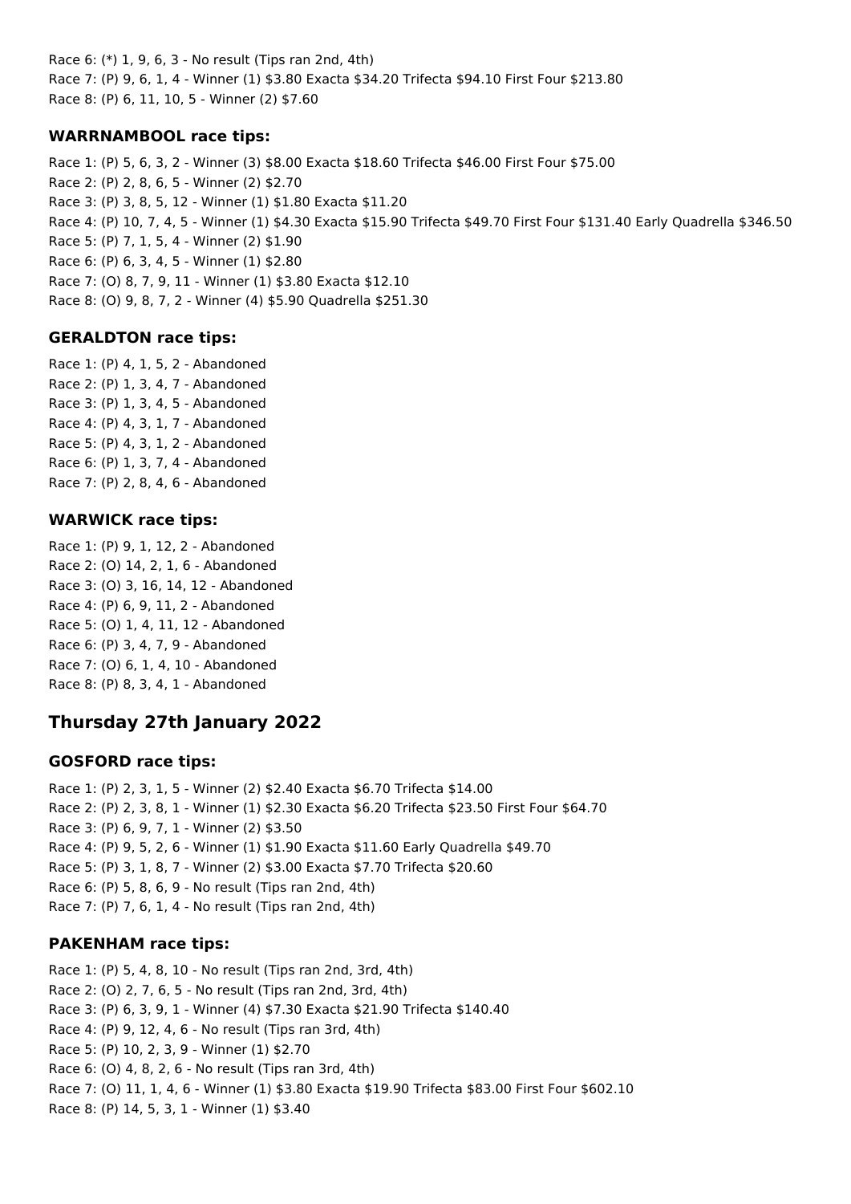Race 6: (*) 1, 9, 6, 3 - No result (Tips ran 2nd, 4th)
Race 7: (P) 9, 6, 1, 4 - Winner (1) $3.80 Exacta $34.20 Trifecta $94.10 First Four $213.80
Race 8: (P) 6, 11, 10, 5 - Winner (2) $7.60

### WARRNAMBOOL race tips:

Race 1: (P) 5, 6, 3, 2 - Winner (3) $8.00 Exacta $18.60 Trifecta $46.00 First Four $75.00
Race 2: (P) 2, 8, 6, 5 - Winner (2) $2.70
Race 3: (P) 3, 8, 5, 12 - Winner (1) $1.80 Exacta $11.20
Race 4: (P) 10, 7, 4, 5 - Winner (1) $4.30 Exacta $15.90 Trifecta $49.70 First Four $131.40 Early Quadrella $346.50
Race 5: (P) 7, 1, 5, 4 - Winner (2) $1.90
Race 6: (P) 6, 3, 4, 5 - Winner (1) $2.80
Race 7: (O) 8, 7, 9, 11 - Winner (1) $3.80 Exacta $12.10
Race 8: (O) 9, 8, 7, 2 - Winner (4) $5.90 Quadrella $251.30

### GERALDTON race tips:

Race 1: (P) 4, 1, 5, 2 - Abandoned
Race 2: (P) 1, 3, 4, 7 - Abandoned
Race 3: (P) 1, 3, 4, 5 - Abandoned
Race 4: (P) 4, 3, 1, 7 - Abandoned
Race 5: (P) 4, 3, 1, 2 - Abandoned
Race 6: (P) 1, 3, 7, 4 - Abandoned
Race 7: (P) 2, 8, 4, 6 - Abandoned

### WARWICK race tips:

Race 1: (P) 9, 1, 12, 2 - Abandoned
Race 2: (O) 14, 2, 1, 6 - Abandoned
Race 3: (O) 3, 16, 14, 12 - Abandoned
Race 4: (P) 6, 9, 11, 2 - Abandoned
Race 5: (O) 1, 4, 11, 12 - Abandoned
Race 6: (P) 3, 4, 7, 9 - Abandoned
Race 7: (O) 6, 1, 4, 10 - Abandoned
Race 8: (P) 8, 3, 4, 1 - Abandoned

## Thursday 27th January 2022

### GOSFORD race tips:

Race 1: (P) 2, 3, 1, 5 - Winner (2) $2.40 Exacta $6.70 Trifecta $14.00
Race 2: (P) 2, 3, 8, 1 - Winner (1) $2.30 Exacta $6.20 Trifecta $23.50 First Four $64.70
Race 3: (P) 6, 9, 7, 1 - Winner (2) $3.50
Race 4: (P) 9, 5, 2, 6 - Winner (1) $1.90 Exacta $11.60 Early Quadrella $49.70
Race 5: (P) 3, 1, 8, 7 - Winner (2) $3.00 Exacta $7.70 Trifecta $20.60
Race 6: (P) 5, 8, 6, 9 - No result (Tips ran 2nd, 4th)
Race 7: (P) 7, 6, 1, 4 - No result (Tips ran 2nd, 4th)

### PAKENHAM race tips:

Race 1: (P) 5, 4, 8, 10 - No result (Tips ran 2nd, 3rd, 4th)
Race 2: (O) 2, 7, 6, 5 - No result (Tips ran 2nd, 3rd, 4th)
Race 3: (P) 6, 3, 9, 1 - Winner (4) $7.30 Exacta $21.90 Trifecta $140.40
Race 4: (P) 9, 12, 4, 6 - No result (Tips ran 3rd, 4th)
Race 5: (P) 10, 2, 3, 9 - Winner (1) $2.70
Race 6: (O) 4, 8, 2, 6 - No result (Tips ran 3rd, 4th)
Race 7: (O) 11, 1, 4, 6 - Winner (1) $3.80 Exacta $19.90 Trifecta $83.00 First Four $602.10
Race 8: (P) 14, 5, 3, 1 - Winner (1) $3.40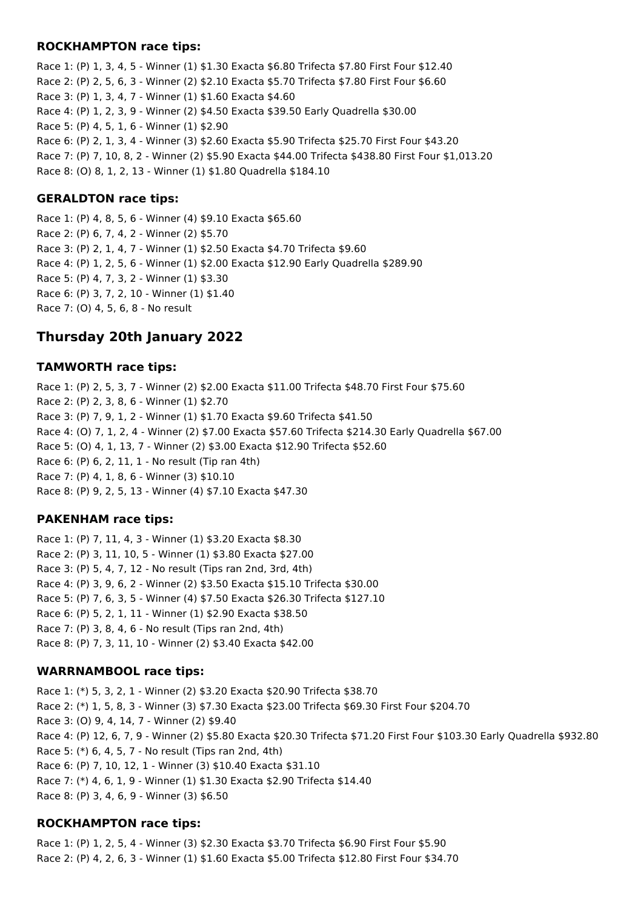### ROCKHAMPTON race tips:

Race 1: (P) 1, 3, 4, 5 - Winner (1) $1.30 Exacta $6.80 Trifecta $7.80 First Four $12.40
Race 2: (P) 2, 5, 6, 3 - Winner (2) $2.10 Exacta $5.70 Trifecta $7.80 First Four $6.60
Race 3: (P) 1, 3, 4, 7 - Winner (1) $1.60 Exacta $4.60
Race 4: (P) 1, 2, 3, 9 - Winner (2) $4.50 Exacta $39.50 Early Quadrella $30.00
Race 5: (P) 4, 5, 1, 6 - Winner (1) $2.90
Race 6: (P) 2, 1, 3, 4 - Winner (3) $2.60 Exacta $5.90 Trifecta $25.70 First Four $43.20
Race 7: (P) 7, 10, 8, 2 - Winner (2) $5.90 Exacta $44.00 Trifecta $438.80 First Four $1,013.20
Race 8: (O) 8, 1, 2, 13 - Winner (1) $1.80 Quadrella $184.10

### GERALDTON race tips:

Race 1: (P) 4, 8, 5, 6 - Winner (4) $9.10 Exacta $65.60
Race 2: (P) 6, 7, 4, 2 - Winner (2) $5.70
Race 3: (P) 2, 1, 4, 7 - Winner (1) $2.50 Exacta $4.70 Trifecta $9.60
Race 4: (P) 1, 2, 5, 6 - Winner (1) $2.00 Exacta $12.90 Early Quadrella $289.90
Race 5: (P) 4, 7, 3, 2 - Winner (1) $3.30
Race 6: (P) 3, 7, 2, 10 - Winner (1) $1.40
Race 7: (O) 4, 5, 6, 8 - No result

## Thursday 20th January 2022

### TAMWORTH race tips:

Race 1: (P) 2, 5, 3, 7 - Winner (2) $2.00 Exacta $11.00 Trifecta $48.70 First Four $75.60
Race 2: (P) 2, 3, 8, 6 - Winner (1) $2.70
Race 3: (P) 7, 9, 1, 2 - Winner (1) $1.70 Exacta $9.60 Trifecta $41.50
Race 4: (O) 7, 1, 2, 4 - Winner (2) $7.00 Exacta $57.60 Trifecta $214.30 Early Quadrella $67.00
Race 5: (O) 4, 1, 13, 7 - Winner (2) $3.00 Exacta $12.90 Trifecta $52.60
Race 6: (P) 6, 2, 11, 1 - No result (Tip ran 4th)
Race 7: (P) 4, 1, 8, 6 - Winner (3) $10.10
Race 8: (P) 9, 2, 5, 13 - Winner (4) $7.10 Exacta $47.30

### PAKENHAM race tips:

Race 1: (P) 7, 11, 4, 3 - Winner (1) $3.20 Exacta $8.30
Race 2: (P) 3, 11, 10, 5 - Winner (1) $3.80 Exacta $27.00
Race 3: (P) 5, 4, 7, 12 - No result (Tips ran 2nd, 3rd, 4th)
Race 4: (P) 3, 9, 6, 2 - Winner (2) $3.50 Exacta $15.10 Trifecta $30.00
Race 5: (P) 7, 6, 3, 5 - Winner (4) $7.50 Exacta $26.30 Trifecta $127.10
Race 6: (P) 5, 2, 1, 11 - Winner (1) $2.90 Exacta $38.50
Race 7: (P) 3, 8, 4, 6 - No result (Tips ran 2nd, 4th)
Race 8: (P) 7, 3, 11, 10 - Winner (2) $3.40 Exacta $42.00

### WARRNAMBOOL race tips:

Race 1: (*) 5, 3, 2, 1 - Winner (2) $3.20 Exacta $20.90 Trifecta $38.70
Race 2: (*) 1, 5, 8, 3 - Winner (3) $7.30 Exacta $23.00 Trifecta $69.30 First Four $204.70
Race 3: (O) 9, 4, 14, 7 - Winner (2) $9.40
Race 4: (P) 12, 6, 7, 9 - Winner (2) $5.80 Exacta $20.30 Trifecta $71.20 First Four $103.30 Early Quadrella $932.80
Race 5: (*) 6, 4, 5, 7 - No result (Tips ran 2nd, 4th)
Race 6: (P) 7, 10, 12, 1 - Winner (3) $10.40 Exacta $31.10
Race 7: (*) 4, 6, 1, 9 - Winner (1) $1.30 Exacta $2.90 Trifecta $14.40
Race 8: (P) 3, 4, 6, 9 - Winner (3) $6.50

### ROCKHAMPTON race tips:

Race 1: (P) 1, 2, 5, 4 - Winner (3) $2.30 Exacta $3.70 Trifecta $6.90 First Four $5.90
Race 2: (P) 4, 2, 6, 3 - Winner (1) $1.60 Exacta $5.00 Trifecta $12.80 First Four $34.70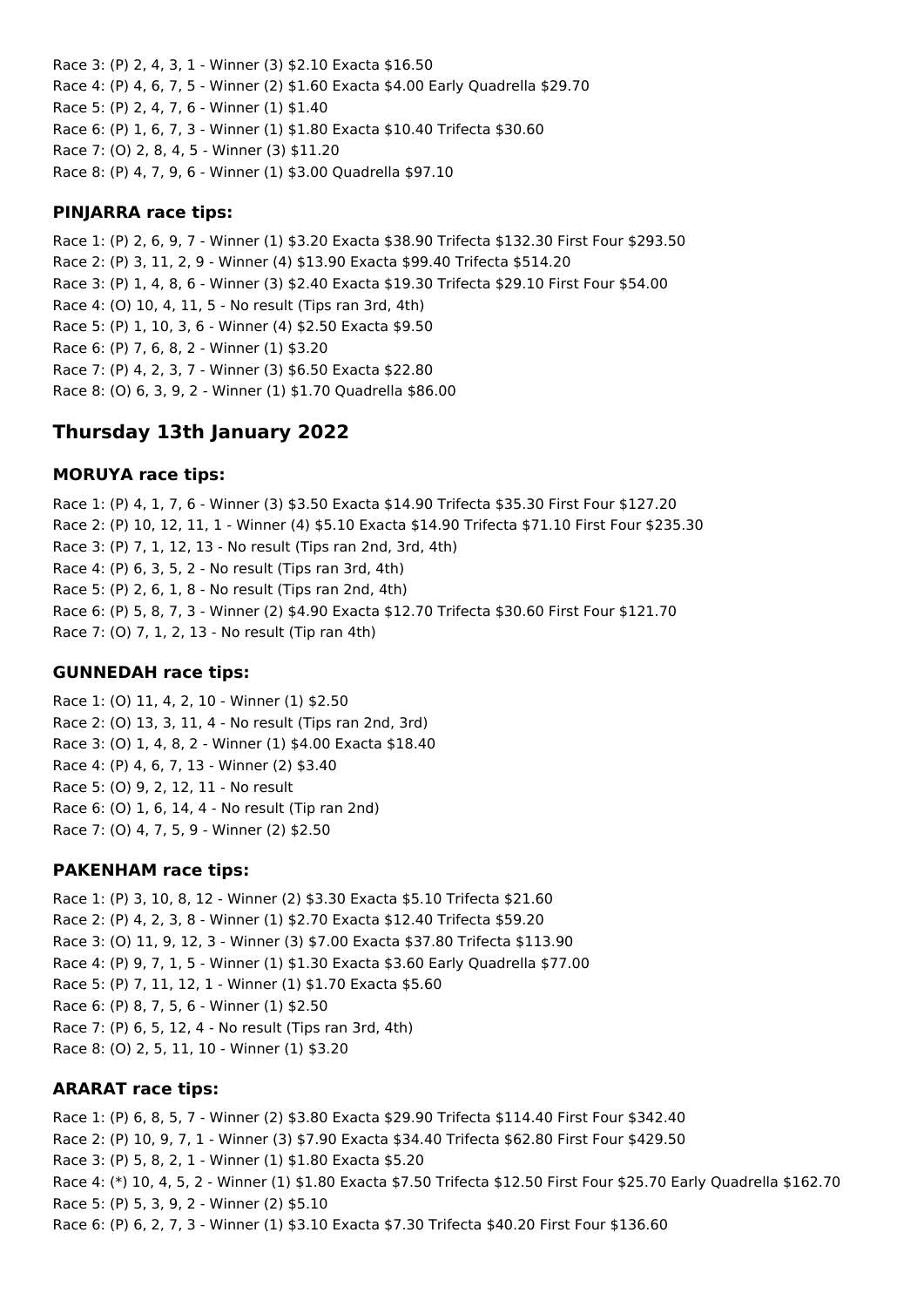Race 3: (P) 2, 4, 3, 1 - Winner (3) $2.10 Exacta $16.50
Race 4: (P) 4, 6, 7, 5 - Winner (2) $1.60 Exacta $4.00 Early Quadrella $29.70
Race 5: (P) 2, 4, 7, 6 - Winner (1) $1.40
Race 6: (P) 1, 6, 7, 3 - Winner (1) $1.80 Exacta $10.40 Trifecta $30.60
Race 7: (O) 2, 8, 4, 5 - Winner (3) $11.20
Race 8: (P) 4, 7, 9, 6 - Winner (1) $3.00 Quadrella $97.10

### PINJARRA race tips:

Race 1: (P) 2, 6, 9, 7 - Winner (1) $3.20 Exacta $38.90 Trifecta $132.30 First Four $293.50
Race 2: (P) 3, 11, 2, 9 - Winner (4) $13.90 Exacta $99.40 Trifecta $514.20
Race 3: (P) 1, 4, 8, 6 - Winner (3) $2.40 Exacta $19.30 Trifecta $29.10 First Four $54.00
Race 4: (O) 10, 4, 11, 5 - No result (Tips ran 3rd, 4th)
Race 5: (P) 1, 10, 3, 6 - Winner (4) $2.50 Exacta $9.50
Race 6: (P) 7, 6, 8, 2 - Winner (1) $3.20
Race 7: (P) 4, 2, 3, 7 - Winner (3) $6.50 Exacta $22.80
Race 8: (O) 6, 3, 9, 2 - Winner (1) $1.70 Quadrella $86.00

## Thursday 13th January 2022

### MORUYA race tips:

Race 1: (P) 4, 1, 7, 6 - Winner (3) $3.50 Exacta $14.90 Trifecta $35.30 First Four $127.20
Race 2: (P) 10, 12, 11, 1 - Winner (4) $5.10 Exacta $14.90 Trifecta $71.10 First Four $235.30
Race 3: (P) 7, 1, 12, 13 - No result (Tips ran 2nd, 3rd, 4th)
Race 4: (P) 6, 3, 5, 2 - No result (Tips ran 3rd, 4th)
Race 5: (P) 2, 6, 1, 8 - No result (Tips ran 2nd, 4th)
Race 6: (P) 5, 8, 7, 3 - Winner (2) $4.90 Exacta $12.70 Trifecta $30.60 First Four $121.70
Race 7: (O) 7, 1, 2, 13 - No result (Tip ran 4th)

### GUNNEDAH race tips:

Race 1: (O) 11, 4, 2, 10 - Winner (1) $2.50
Race 2: (O) 13, 3, 11, 4 - No result (Tips ran 2nd, 3rd)
Race 3: (O) 1, 4, 8, 2 - Winner (1) $4.00 Exacta $18.40
Race 4: (P) 4, 6, 7, 13 - Winner (2) $3.40
Race 5: (O) 9, 2, 12, 11 - No result
Race 6: (O) 1, 6, 14, 4 - No result (Tip ran 2nd)
Race 7: (O) 4, 7, 5, 9 - Winner (2) $2.50

### PAKENHAM race tips:

Race 1: (P) 3, 10, 8, 12 - Winner (2) $3.30 Exacta $5.10 Trifecta $21.60
Race 2: (P) 4, 2, 3, 8 - Winner (1) $2.70 Exacta $12.40 Trifecta $59.20
Race 3: (O) 11, 9, 12, 3 - Winner (3) $7.00 Exacta $37.80 Trifecta $113.90
Race 4: (P) 9, 7, 1, 5 - Winner (1) $1.30 Exacta $3.60 Early Quadrella $77.00
Race 5: (P) 7, 11, 12, 1 - Winner (1) $1.70 Exacta $5.60
Race 6: (P) 8, 7, 5, 6 - Winner (1) $2.50
Race 7: (P) 6, 5, 12, 4 - No result (Tips ran 3rd, 4th)
Race 8: (O) 2, 5, 11, 10 - Winner (1) $3.20

### ARARAT race tips:

Race 1: (P) 6, 8, 5, 7 - Winner (2) $3.80 Exacta $29.90 Trifecta $114.40 First Four $342.40
Race 2: (P) 10, 9, 7, 1 - Winner (3) $7.90 Exacta $34.40 Trifecta $62.80 First Four $429.50
Race 3: (P) 5, 8, 2, 1 - Winner (1) $1.80 Exacta $5.20
Race 4: (*) 10, 4, 5, 2 - Winner (1) $1.80 Exacta $7.50 Trifecta $12.50 First Four $25.70 Early Quadrella $162.70
Race 5: (P) 5, 3, 9, 2 - Winner (2) $5.10
Race 6: (P) 6, 2, 7, 3 - Winner (1) $3.10 Exacta $7.30 Trifecta $40.20 First Four $136.60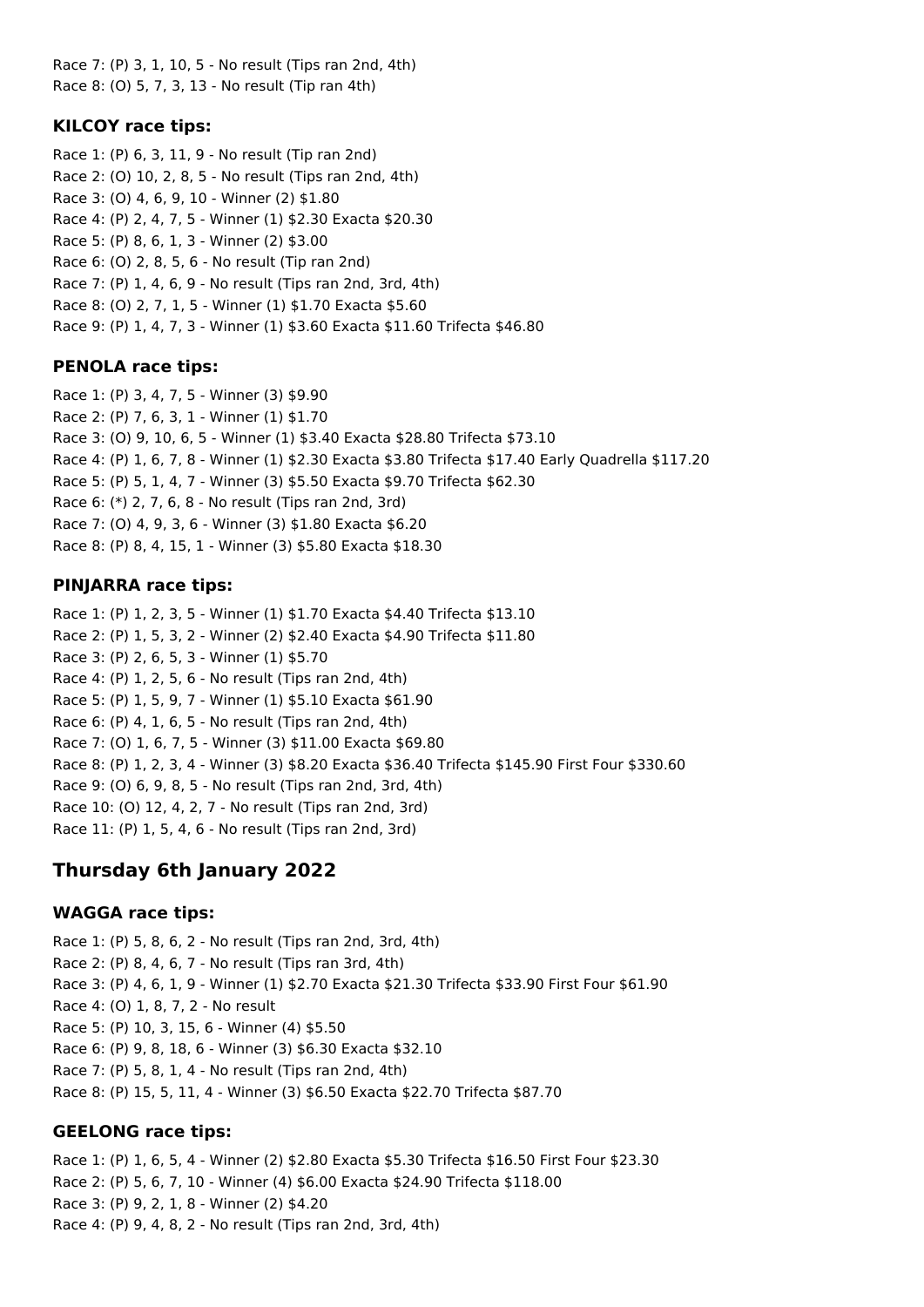Race 7: (P) 3, 1, 10, 5 - No result (Tips ran 2nd, 4th)
Race 8: (O) 5, 7, 3, 13 - No result (Tip ran 4th)

### KILCOY race tips:

Race 1: (P) 6, 3, 11, 9 - No result (Tip ran 2nd)
Race 2: (O) 10, 2, 8, 5 - No result (Tips ran 2nd, 4th)
Race 3: (O) 4, 6, 9, 10 - Winner (2) $1.80
Race 4: (P) 2, 4, 7, 5 - Winner (1) $2.30 Exacta $20.30
Race 5: (P) 8, 6, 1, 3 - Winner (2) $3.00
Race 6: (O) 2, 8, 5, 6 - No result (Tip ran 2nd)
Race 7: (P) 1, 4, 6, 9 - No result (Tips ran 2nd, 3rd, 4th)
Race 8: (O) 2, 7, 1, 5 - Winner (1) $1.70 Exacta $5.60
Race 9: (P) 1, 4, 7, 3 - Winner (1) $3.60 Exacta $11.60 Trifecta $46.80

### PENOLA race tips:

Race 1: (P) 3, 4, 7, 5 - Winner (3) $9.90
Race 2: (P) 7, 6, 3, 1 - Winner (1) $1.70
Race 3: (O) 9, 10, 6, 5 - Winner (1) $3.40 Exacta $28.80 Trifecta $73.10
Race 4: (P) 1, 6, 7, 8 - Winner (1) $2.30 Exacta $3.80 Trifecta $17.40 Early Quadrella $117.20
Race 5: (P) 5, 1, 4, 7 - Winner (3) $5.50 Exacta $9.70 Trifecta $62.30
Race 6: (*) 2, 7, 6, 8 - No result (Tips ran 2nd, 3rd)
Race 7: (O) 4, 9, 3, 6 - Winner (3) $1.80 Exacta $6.20
Race 8: (P) 8, 4, 15, 1 - Winner (3) $5.80 Exacta $18.30

### PINJARRA race tips:

Race 1: (P) 1, 2, 3, 5 - Winner (1) $1.70 Exacta $4.40 Trifecta $13.10
Race 2: (P) 1, 5, 3, 2 - Winner (2) $2.40 Exacta $4.90 Trifecta $11.80
Race 3: (P) 2, 6, 5, 3 - Winner (1) $5.70
Race 4: (P) 1, 2, 5, 6 - No result (Tips ran 2nd, 4th)
Race 5: (P) 1, 5, 9, 7 - Winner (1) $5.10 Exacta $61.90
Race 6: (P) 4, 1, 6, 5 - No result (Tips ran 2nd, 4th)
Race 7: (O) 1, 6, 7, 5 - Winner (3) $11.00 Exacta $69.80
Race 8: (P) 1, 2, 3, 4 - Winner (3) $8.20 Exacta $36.40 Trifecta $145.90 First Four $330.60
Race 9: (O) 6, 9, 8, 5 - No result (Tips ran 2nd, 3rd, 4th)
Race 10: (O) 12, 4, 2, 7 - No result (Tips ran 2nd, 3rd)
Race 11: (P) 1, 5, 4, 6 - No result (Tips ran 2nd, 3rd)

## Thursday 6th January 2022

### WAGGA race tips:

Race 1: (P) 5, 8, 6, 2 - No result (Tips ran 2nd, 3rd, 4th)
Race 2: (P) 8, 4, 6, 7 - No result (Tips ran 3rd, 4th)
Race 3: (P) 4, 6, 1, 9 - Winner (1) $2.70 Exacta $21.30 Trifecta $33.90 First Four $61.90
Race 4: (O) 1, 8, 7, 2 - No result
Race 5: (P) 10, 3, 15, 6 - Winner (4) $5.50
Race 6: (P) 9, 8, 18, 6 - Winner (3) $6.30 Exacta $32.10
Race 7: (P) 5, 8, 1, 4 - No result (Tips ran 2nd, 4th)
Race 8: (P) 15, 5, 11, 4 - Winner (3) $6.50 Exacta $22.70 Trifecta $87.70

### GEELONG race tips:

Race 1: (P) 1, 6, 5, 4 - Winner (2) $2.80 Exacta $5.30 Trifecta $16.50 First Four $23.30
Race 2: (P) 5, 6, 7, 10 - Winner (4) $6.00 Exacta $24.90 Trifecta $118.00
Race 3: (P) 9, 2, 1, 8 - Winner (2) $4.20
Race 4: (P) 9, 4, 8, 2 - No result (Tips ran 2nd, 3rd, 4th)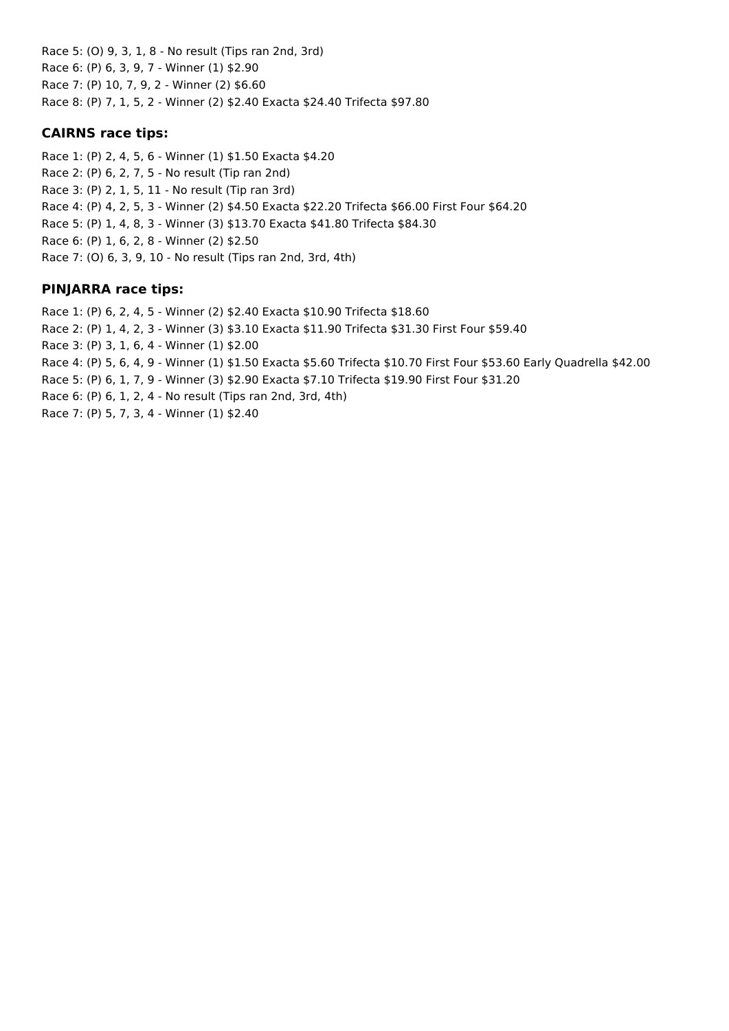Race 5: (O) 9, 3, 1, 8 - No result (Tips ran 2nd, 3rd)
Race 6: (P) 6, 3, 9, 7 - Winner (1) $2.90
Race 7: (P) 10, 7, 9, 2 - Winner (2) $6.60
Race 8: (P) 7, 1, 5, 2 - Winner (2) $2.40 Exacta $24.40 Trifecta $97.80

### CAIRNS race tips:

Race 1: (P) 2, 4, 5, 6 - Winner (1) $1.50 Exacta $4.20
Race 2: (P) 6, 2, 7, 5 - No result (Tip ran 2nd)
Race 3: (P) 2, 1, 5, 11 - No result (Tip ran 3rd)
Race 4: (P) 4, 2, 5, 3 - Winner (2) $4.50 Exacta $22.20 Trifecta $66.00 First Four $64.20
Race 5: (P) 1, 4, 8, 3 - Winner (3) $13.70 Exacta $41.80 Trifecta $84.30
Race 6: (P) 1, 6, 2, 8 - Winner (2) $2.50
Race 7: (O) 6, 3, 9, 10 - No result (Tips ran 2nd, 3rd, 4th)

### PINJARRA race tips:

Race 1: (P) 6, 2, 4, 5 - Winner (2) $2.40 Exacta $10.90 Trifecta $18.60
Race 2: (P) 1, 4, 2, 3 - Winner (3) $3.10 Exacta $11.90 Trifecta $31.30 First Four $59.40
Race 3: (P) 3, 1, 6, 4 - Winner (1) $2.00
Race 4: (P) 5, 6, 4, 9 - Winner (1) $1.50 Exacta $5.60 Trifecta $10.70 First Four $53.60 Early Quadrella $42.00
Race 5: (P) 6, 1, 7, 9 - Winner (3) $2.90 Exacta $7.10 Trifecta $19.90 First Four $31.20
Race 6: (P) 6, 1, 2, 4 - No result (Tips ran 2nd, 3rd, 4th)
Race 7: (P) 5, 7, 3, 4 - Winner (1) $2.40